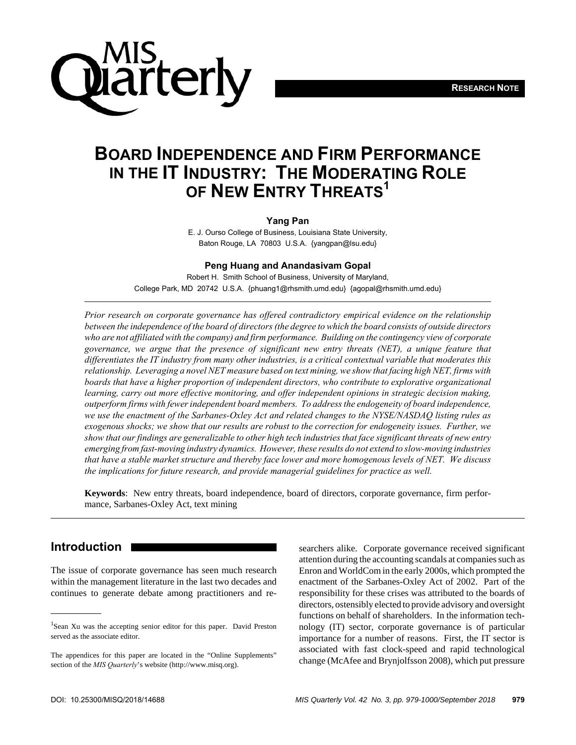RESEARCH NOTE

# BOARD INDEPENDENCE AND FIRM PERFORMANCE IN THE IT INDUSTRY: THE MODERATING ROLE OF NEW ENTRY THREATS[1]

**Yang Pan**

E. J. Ourso College of Business, Louisiana State University,
Baton Rouge, LA 70803 U.S.A. {yangpan@lsu.edu}

**Peng Huang and Anandasivam Gopal**

Robert H. Smith School of Business, University of Maryland,
College Park, MD 20742 U.S.A. {phuang1@rhsmith.umd.edu} {agopal@rhsmith.umd.edu}

*Prior research on corporate governance has offered contradictory empirical evidence on the relationship between the independence of the board of directors (the degree to which the board consists of outside directors who are not affiliated with the company) and firm performance. Building on the contingency view of corporate governance, we argue that the presence of significant new entry threats (NET), a unique feature that differentiates the IT industry from many other industries, is a critical contextual variable that moderates this relationship. Leveraging a novel NET measure based on text mining, we show that facing high NET, firms with boards that have a higher proportion of independent directors, who contribute to explorative organizational learning, carry out more effective monitoring, and offer independent opinions in strategic decision making, outperform firms with fewer independent board members. To address the endogeneity of board independence, we use the enactment of the Sarbanes-Oxley Act and related changes to the NYSE/NASDAQ listing rules as exogenous shocks; we show that our results are robust to the correction for endogeneity issues. Further, we show that our findings are generalizable to other high tech industries that face significant threats of new entry emerging from fast-moving industry dynamics. However, these results do not extend to slow-moving industries that have a stable market structure and thereby face lower and more homogenous levels of NET. We discuss the implications for future research, and provide managerial guidelines for practice as well.*

**Keywords**: New entry threats, board independence, board of directors, corporate governance, firm performance, Sarbanes-Oxley Act, text mining

## Introduction

The issue of corporate governance has seen much research within the management literature in the last two decades and continues to generate debate among practitioners and researchers alike. Corporate governance received significant attention during the accounting scandals at companies such as Enron and WorldCom in the early 2000s, which prompted the enactment of the Sarbanes-Oxley Act of 2002. Part of the responsibility for these crises was attributed to the boards of directors, ostensibly elected to provide advisory and oversight functions on behalf of shareholders. In the information technology (IT) sector, corporate governance is of particular importance for a number of reasons. First, the IT sector is associated with fast clock-speed and rapid technological change (McAfee and Brynjolfsson 2008), which put pressure

[1]Sean Xu was the accepting senior editor for this paper. David Preston served as the associate editor.

The appendices for this paper are located in the "Online Supplements" section of the *MIS Quarterly*'s website (http://www.misq.org).

DOI: 10.25300/MISQ/2018/14688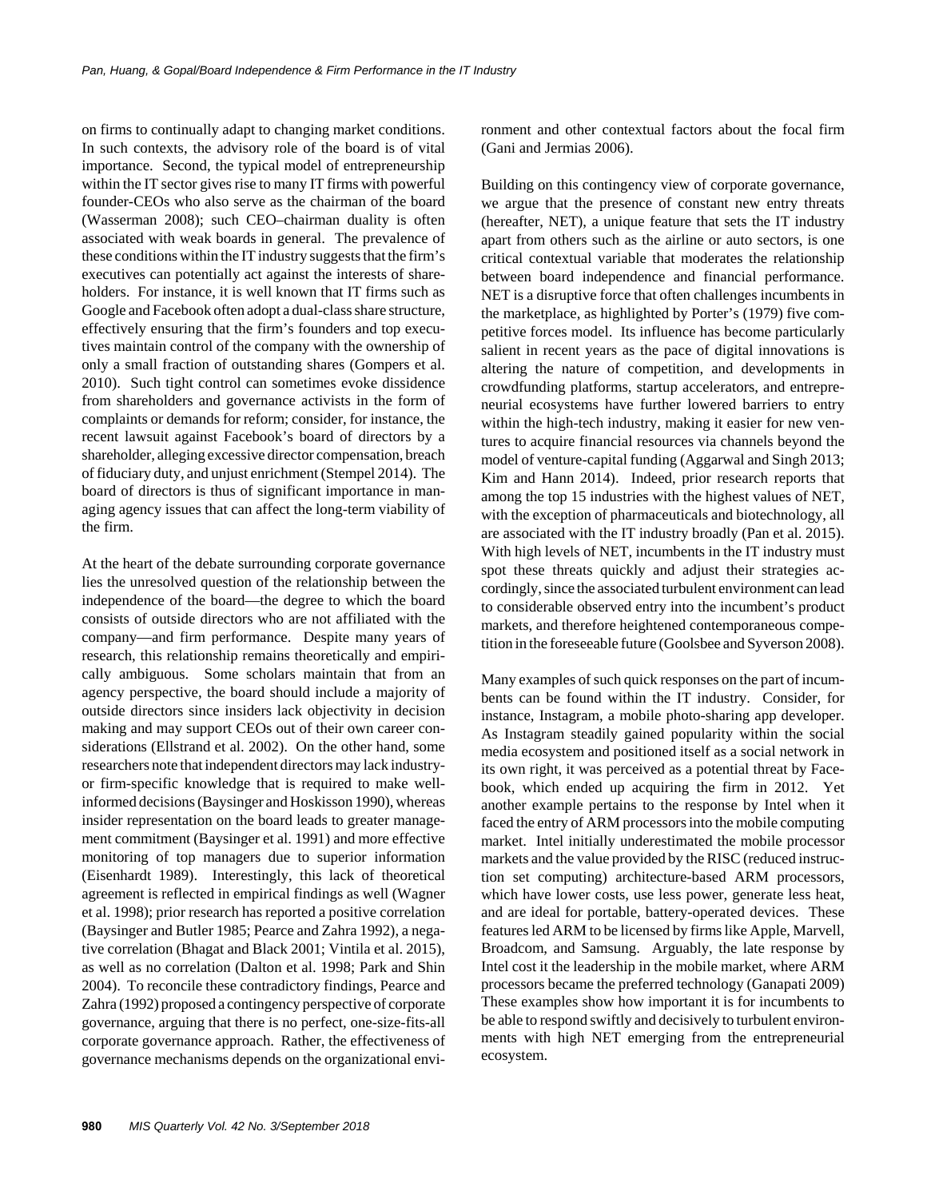on firms to continually adapt to changing market conditions. In such contexts, the advisory role of the board is of vital importance. Second, the typical model of entrepreneurship within the IT sector gives rise to many IT firms with powerful founder-CEOs who also serve as the chairman of the board (Wasserman 2008); such CEO–chairman duality is often associated with weak boards in general. The prevalence of these conditions within the IT industry suggests that the firm's executives can potentially act against the interests of shareholders. For instance, it is well known that IT firms such as Google and Facebook often adopt a dual-class share structure, effectively ensuring that the firm's founders and top executives maintain control of the company with the ownership of only a small fraction of outstanding shares (Gompers et al. 2010). Such tight control can sometimes evoke dissidence from shareholders and governance activists in the form of complaints or demands for reform; consider, for instance, the recent lawsuit against Facebook's board of directors by a shareholder, alleging excessive director compensation, breach of fiduciary duty, and unjust enrichment (Stempel 2014). The board of directors is thus of significant importance in managing agency issues that can affect the long-term viability of the firm.

At the heart of the debate surrounding corporate governance lies the unresolved question of the relationship between the independence of the board—the degree to which the board consists of outside directors who are not affiliated with the company—and firm performance. Despite many years of research, this relationship remains theoretically and empirically ambiguous. Some scholars maintain that from an agency perspective, the board should include a majority of outside directors since insiders lack objectivity in decision making and may support CEOs out of their own career considerations (Ellstrand et al. 2002). On the other hand, some researchers note that independent directors may lack industry- or firm-specific knowledge that is required to make well-informed decisions (Baysinger and Hoskisson 1990), whereas insider representation on the board leads to greater management commitment (Baysinger et al. 1991) and more effective monitoring of top managers due to superior information (Eisenhardt 1989). Interestingly, this lack of theoretical agreement is reflected in empirical findings as well (Wagner et al. 1998); prior research has reported a positive correlation (Baysinger and Butler 1985; Pearce and Zahra 1992), a negative correlation (Bhagat and Black 2001; Vintila et al. 2015), as well as no correlation (Dalton et al. 1998; Park and Shin 2004). To reconcile these contradictory findings, Pearce and Zahra (1992) proposed a contingency perspective of corporate governance, arguing that there is no perfect, one-size-fits-all corporate governance approach. Rather, the effectiveness of governance mechanisms depends on the organizational environment and other contextual factors about the focal firm (Gani and Jermias 2006).

Building on this contingency view of corporate governance, we argue that the presence of constant new entry threats (hereafter, NET), a unique feature that sets the IT industry apart from others such as the airline or auto sectors, is one critical contextual variable that moderates the relationship between board independence and financial performance. NET is a disruptive force that often challenges incumbents in the marketplace, as highlighted by Porter's (1979) five competitive forces model. Its influence has become particularly salient in recent years as the pace of digital innovations is altering the nature of competition, and developments in crowdfunding platforms, startup accelerators, and entrepreneurial ecosystems have further lowered barriers to entry within the high-tech industry, making it easier for new ventures to acquire financial resources via channels beyond the model of venture-capital funding (Aggarwal and Singh 2013; Kim and Hann 2014). Indeed, prior research reports that among the top 15 industries with the highest values of NET, with the exception of pharmaceuticals and biotechnology, all are associated with the IT industry broadly (Pan et al. 2015). With high levels of NET, incumbents in the IT industry must spot these threats quickly and adjust their strategies accordingly, since the associated turbulent environment can lead to considerable observed entry into the incumbent's product markets, and therefore heightened contemporaneous competition in the foreseeable future (Goolsbee and Syverson 2008).

Many examples of such quick responses on the part of incumbents can be found within the IT industry. Consider, for instance, Instagram, a mobile photo-sharing app developer. As Instagram steadily gained popularity within the social media ecosystem and positioned itself as a social network in its own right, it was perceived as a potential threat by Facebook, which ended up acquiring the firm in 2012. Yet another example pertains to the response by Intel when it faced the entry of ARM processors into the mobile computing market. Intel initially underestimated the mobile processor markets and the value provided by the RISC (reduced instruction set computing) architecture-based ARM processors, which have lower costs, use less power, generate less heat, and are ideal for portable, battery-operated devices. These features led ARM to be licensed by firms like Apple, Marvell, Broadcom, and Samsung. Arguably, the late response by Intel cost it the leadership in the mobile market, where ARM processors became the preferred technology (Ganapati 2009) These examples show how important it is for incumbents to be able to respond swiftly and decisively to turbulent environments with high NET emerging from the entrepreneurial ecosystem.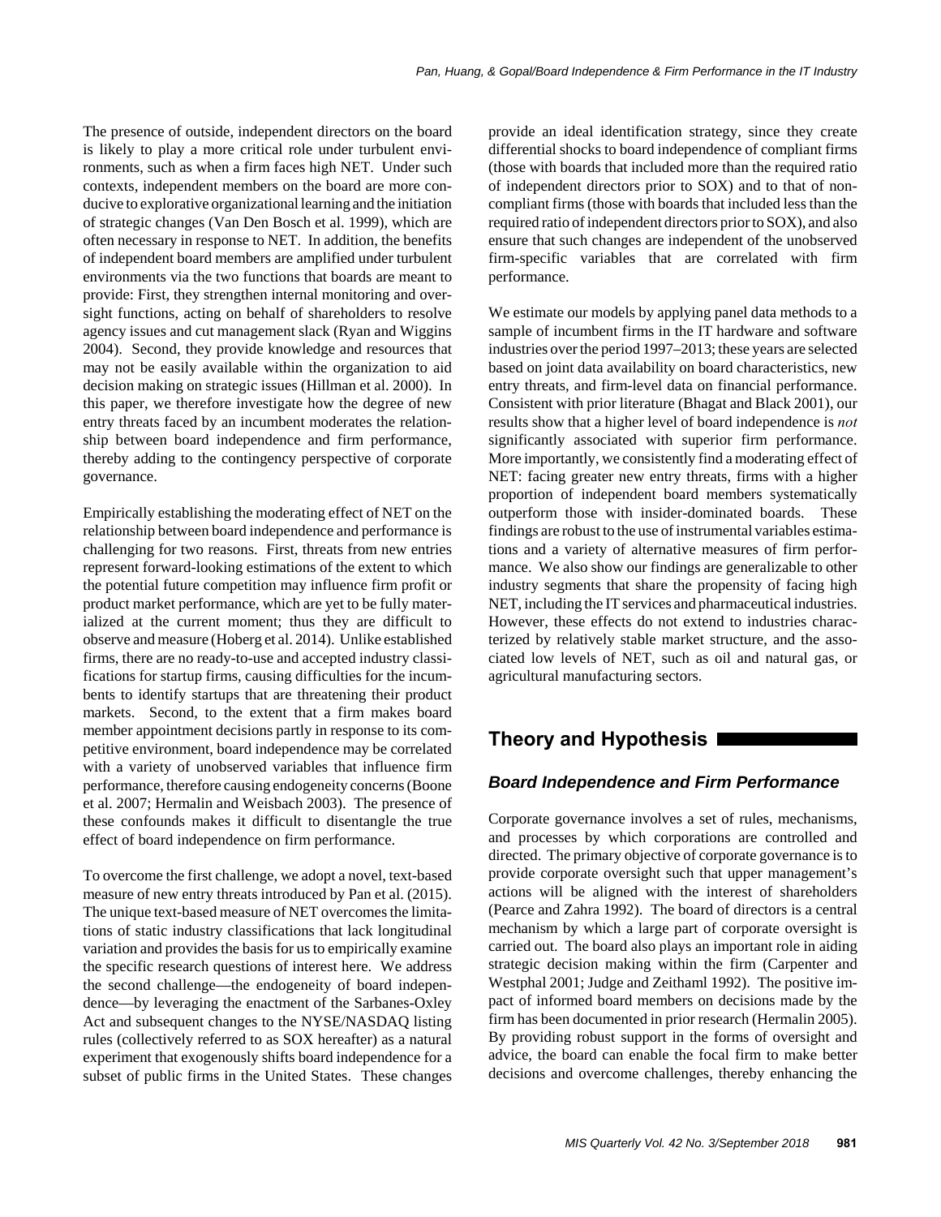The presence of outside, independent directors on the board is likely to play a more critical role under turbulent environments, such as when a firm faces high NET. Under such contexts, independent members on the board are more conducive to explorative organizational learning and the initiation of strategic changes (Van Den Bosch et al. 1999), which are often necessary in response to NET. In addition, the benefits of independent board members are amplified under turbulent environments via the two functions that boards are meant to provide: First, they strengthen internal monitoring and oversight functions, acting on behalf of shareholders to resolve agency issues and cut management slack (Ryan and Wiggins 2004). Second, they provide knowledge and resources that may not be easily available within the organization to aid decision making on strategic issues (Hillman et al. 2000). In this paper, we therefore investigate how the degree of new entry threats faced by an incumbent moderates the relationship between board independence and firm performance, thereby adding to the contingency perspective of corporate governance.

Empirically establishing the moderating effect of NET on the relationship between board independence and performance is challenging for two reasons. First, threats from new entries represent forward-looking estimations of the extent to which the potential future competition may influence firm profit or product market performance, which are yet to be fully materialized at the current moment; thus they are difficult to observe and measure (Hoberg et al. 2014). Unlike established firms, there are no ready-to-use and accepted industry classifications for startup firms, causing difficulties for the incumbents to identify startups that are threatening their product markets. Second, to the extent that a firm makes board member appointment decisions partly in response to its competitive environment, board independence may be correlated with a variety of unobserved variables that influence firm performance, therefore causing endogeneity concerns (Boone et al. 2007; Hermalin and Weisbach 2003). The presence of these confounds makes it difficult to disentangle the true effect of board independence on firm performance.

To overcome the first challenge, we adopt a novel, text-based measure of new entry threats introduced by Pan et al. (2015). The unique text-based measure of NET overcomes the limitations of static industry classifications that lack longitudinal variation and provides the basis for us to empirically examine the specific research questions of interest here. We address the second challenge—the endogeneity of board independence—by leveraging the enactment of the Sarbanes-Oxley Act and subsequent changes to the NYSE/NASDAQ listing rules (collectively referred to as SOX hereafter) as a natural experiment that exogenously shifts board independence for a subset of public firms in the United States. These changes provide an ideal identification strategy, since they create differential shocks to board independence of compliant firms (those with boards that included more than the required ratio of independent directors prior to SOX) and to that of noncompliant firms (those with boards that included less than the required ratio of independent directors prior to SOX), and also ensure that such changes are independent of the unobserved firm-specific variables that are correlated with firm performance.

We estimate our models by applying panel data methods to a sample of incumbent firms in the IT hardware and software industries over the period 1997–2013; these years are selected based on joint data availability on board characteristics, new entry threats, and firm-level data on financial performance. Consistent with prior literature (Bhagat and Black 2001), our results show that a higher level of board independence is *not* significantly associated with superior firm performance. More importantly, we consistently find a moderating effect of NET: facing greater new entry threats, firms with a higher proportion of independent board members systematically outperform those with insider-dominated boards. These findings are robust to the use of instrumental variables estimations and a variety of alternative measures of firm performance. We also show our findings are generalizable to other industry segments that share the propensity of facing high NET, including the IT services and pharmaceutical industries. However, these effects do not extend to industries characterized by relatively stable market structure, and the associated low levels of NET, such as oil and natural gas, or agricultural manufacturing sectors.

## Theory and Hypothesis

### Board Independence and Firm Performance

Corporate governance involves a set of rules, mechanisms, and processes by which corporations are controlled and directed. The primary objective of corporate governance is to provide corporate oversight such that upper management's actions will be aligned with the interest of shareholders (Pearce and Zahra 1992). The board of directors is a central mechanism by which a large part of corporate oversight is carried out. The board also plays an important role in aiding strategic decision making within the firm (Carpenter and Westphal 2001; Judge and Zeithaml 1992). The positive impact of informed board members on decisions made by the firm has been documented in prior research (Hermalin 2005). By providing robust support in the forms of oversight and advice, the board can enable the focal firm to make better decisions and overcome challenges, thereby enhancing the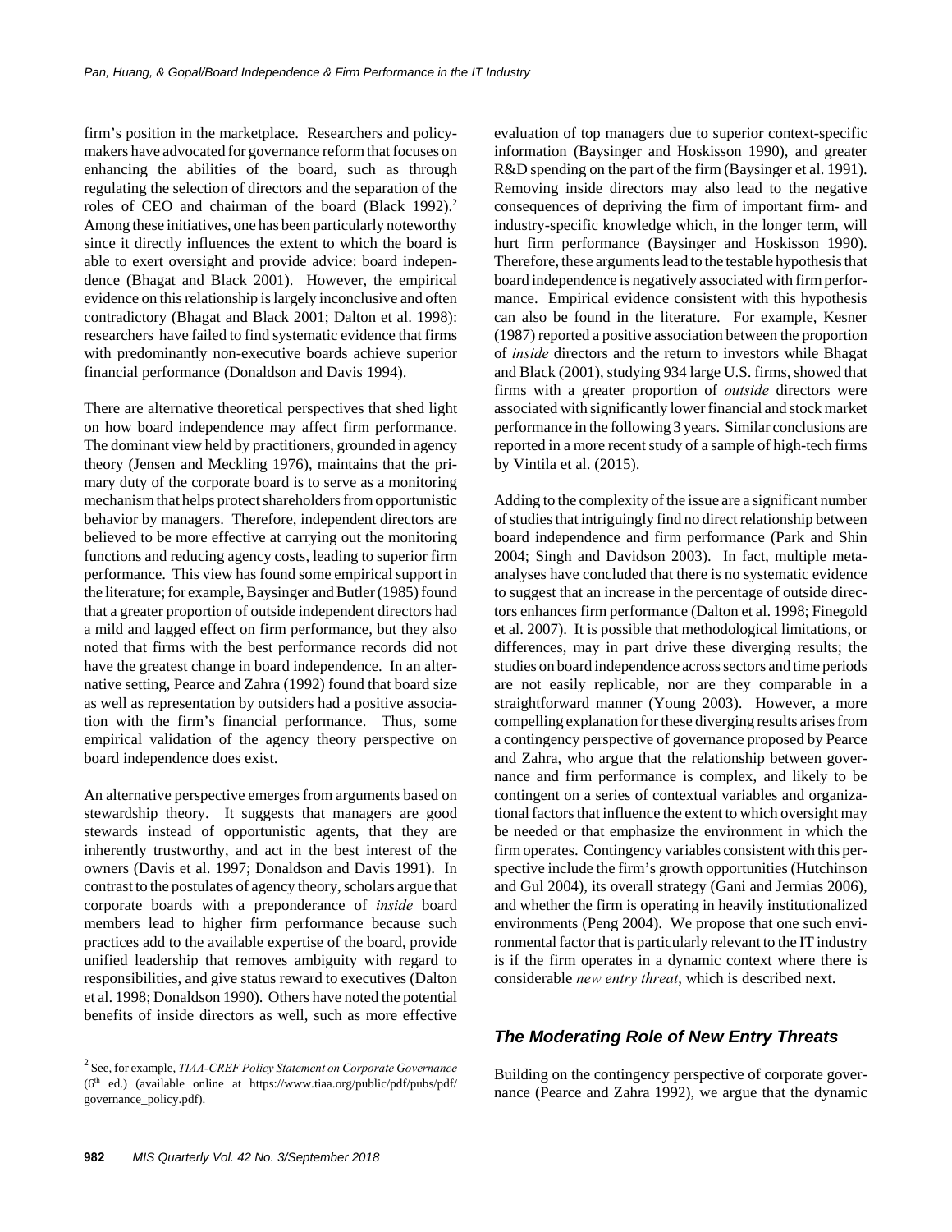firm's position in the marketplace. Researchers and policymakers have advocated for governance reform that focuses on enhancing the abilities of the board, such as through regulating the selection of directors and the separation of the roles of CEO and chairman of the board (Black 1992).[2] Among these initiatives, one has been particularly noteworthy since it directly influences the extent to which the board is able to exert oversight and provide advice: board independence (Bhagat and Black 2001). However, the empirical evidence on this relationship is largely inconclusive and often contradictory (Bhagat and Black 2001; Dalton et al. 1998): researchers have failed to find systematic evidence that firms with predominantly non-executive boards achieve superior financial performance (Donaldson and Davis 1994).

There are alternative theoretical perspectives that shed light on how board independence may affect firm performance. The dominant view held by practitioners, grounded in agency theory (Jensen and Meckling 1976), maintains that the primary duty of the corporate board is to serve as a monitoring mechanism that helps protect shareholders from opportunistic behavior by managers. Therefore, independent directors are believed to be more effective at carrying out the monitoring functions and reducing agency costs, leading to superior firm performance. This view has found some empirical support in the literature; for example, Baysinger and Butler (1985) found that a greater proportion of outside independent directors had a mild and lagged effect on firm performance, but they also noted that firms with the best performance records did not have the greatest change in board independence. In an alternative setting, Pearce and Zahra (1992) found that board size as well as representation by outsiders had a positive association with the firm's financial performance. Thus, some empirical validation of the agency theory perspective on board independence does exist.

An alternative perspective emerges from arguments based on stewardship theory. It suggests that managers are good stewards instead of opportunistic agents, that they are inherently trustworthy, and act in the best interest of the owners (Davis et al. 1997; Donaldson and Davis 1991). In contrast to the postulates of agency theory, scholars argue that corporate boards with a preponderance of *inside* board members lead to higher firm performance because such practices add to the available expertise of the board, provide unified leadership that removes ambiguity with regard to responsibilities, and give status reward to executives (Dalton et al. 1998; Donaldson 1990). Others have noted the potential benefits of inside directors as well, such as more effective evaluation of top managers due to superior context-specific information (Baysinger and Hoskisson 1990), and greater R&D spending on the part of the firm (Baysinger et al. 1991). Removing inside directors may also lead to the negative consequences of depriving the firm of important firm- and industry-specific knowledge which, in the longer term, will hurt firm performance (Baysinger and Hoskisson 1990). Therefore, these arguments lead to the testable hypothesis that board independence is negatively associated with firm performance. Empirical evidence consistent with this hypothesis can also be found in the literature. For example, Kesner (1987) reported a positive association between the proportion of *inside* directors and the return to investors while Bhagat and Black (2001), studying 934 large U.S. firms, showed that firms with a greater proportion of *outside* directors were associated with significantly lower financial and stock market performance in the following 3 years. Similar conclusions are reported in a more recent study of a sample of high-tech firms by Vintila et al. (2015).

Adding to the complexity of the issue are a significant number of studies that intriguingly find no direct relationship between board independence and firm performance (Park and Shin 2004; Singh and Davidson 2003). In fact, multiple meta-analyses have concluded that there is no systematic evidence to suggest that an increase in the percentage of outside directors enhances firm performance (Dalton et al. 1998; Finegold et al. 2007). It is possible that methodological limitations, or differences, may in part drive these diverging results; the studies on board independence across sectors and time periods are not easily replicable, nor are they comparable in a straightforward manner (Young 2003). However, a more compelling explanation for these diverging results arises from a contingency perspective of governance proposed by Pearce and Zahra, who argue that the relationship between governance and firm performance is complex, and likely to be contingent on a series of contextual variables and organizational factors that influence the extent to which oversight may be needed or that emphasize the environment in which the firm operates. Contingency variables consistent with this perspective include the firm's growth opportunities (Hutchinson and Gul 2004), its overall strategy (Gani and Jermias 2006), and whether the firm is operating in heavily institutionalized environments (Peng 2004). We propose that one such environmental factor that is particularly relevant to the IT industry is if the firm operates in a dynamic context where there is considerable *new entry threat*, which is described next.

## The Moderating Role of New Entry Threats

Building on the contingency perspective of corporate governance (Pearce and Zahra 1992), we argue that the dynamic

---

[2] See, for example, *TIAA-CREF Policy Statement on Corporate Governance* (6th ed.) (available online at https://www.tiaa.org/public/pdf/pubs/pdf/governance_policy.pdf).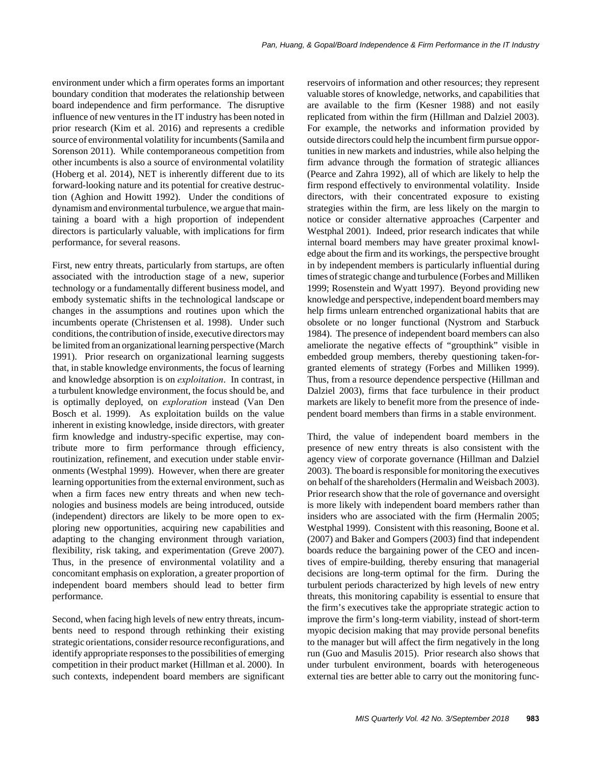environment under which a firm operates forms an important boundary condition that moderates the relationship between board independence and firm performance. The disruptive influence of new ventures in the IT industry has been noted in prior research (Kim et al. 2016) and represents a credible source of environmental volatility for incumbents (Samila and Sorenson 2011). While contemporaneous competition from other incumbents is also a source of environmental volatility (Hoberg et al. 2014), NET is inherently different due to its forward-looking nature and its potential for creative destruction (Aghion and Howitt 1992). Under the conditions of dynamism and environmental turbulence, we argue that maintaining a board with a high proportion of independent directors is particularly valuable, with implications for firm performance, for several reasons.

First, new entry threats, particularly from startups, are often associated with the introduction stage of a new, superior technology or a fundamentally different business model, and embody systematic shifts in the technological landscape or changes in the assumptions and routines upon which the incumbents operate (Christensen et al. 1998). Under such conditions, the contribution of inside, executive directors may be limited from an organizational learning perspective (March 1991). Prior research on organizational learning suggests that, in stable knowledge environments, the focus of learning and knowledge absorption is on *exploitation*. In contrast, in a turbulent knowledge environment, the focus should be, and is optimally deployed, on *exploration* instead (Van Den Bosch et al. 1999). As exploitation builds on the value inherent in existing knowledge, inside directors, with greater firm knowledge and industry-specific expertise, may contribute more to firm performance through efficiency, routinization, refinement, and execution under stable environments (Westphal 1999). However, when there are greater learning opportunities from the external environment, such as when a firm faces new entry threats and when new technologies and business models are being introduced, outside (independent) directors are likely to be more open to exploring new opportunities, acquiring new capabilities and adapting to the changing environment through variation, flexibility, risk taking, and experimentation (Greve 2007). Thus, in the presence of environmental volatility and a concomitant emphasis on exploration, a greater proportion of independent board members should lead to better firm performance.

Second, when facing high levels of new entry threats, incumbents need to respond through rethinking their existing strategic orientations, consider resource reconfigurations, and identify appropriate responses to the possibilities of emerging competition in their product market (Hillman et al. 2000). In such contexts, independent board members are significant reservoirs of information and other resources; they represent valuable stores of knowledge, networks, and capabilities that are available to the firm (Kesner 1988) and not easily replicated from within the firm (Hillman and Dalziel 2003). For example, the networks and information provided by outside directors could help the incumbent firm pursue opportunities in new markets and industries, while also helping the firm advance through the formation of strategic alliances (Pearce and Zahra 1992), all of which are likely to help the firm respond effectively to environmental volatility. Inside directors, with their concentrated exposure to existing strategies within the firm, are less likely on the margin to notice or consider alternative approaches (Carpenter and Westphal 2001). Indeed, prior research indicates that while internal board members may have greater proximal knowledge about the firm and its workings, the perspective brought in by independent members is particularly influential during times of strategic change and turbulence (Forbes and Milliken 1999; Rosenstein and Wyatt 1997). Beyond providing new knowledge and perspective, independent board members may help firms unlearn entrenched organizational habits that are obsolete or no longer functional (Nystrom and Starbuck 1984). The presence of independent board members can also ameliorate the negative effects of "groupthink" visible in embedded group members, thereby questioning taken-for-granted elements of strategy (Forbes and Milliken 1999). Thus, from a resource dependence perspective (Hillman and Dalziel 2003), firms that face turbulence in their product markets are likely to benefit more from the presence of independent board members than firms in a stable environment.

Third, the value of independent board members in the presence of new entry threats is also consistent with the agency view of corporate governance (Hillman and Dalziel 2003). The board is responsible for monitoring the executives on behalf of the shareholders (Hermalin and Weisbach 2003). Prior research show that the role of governance and oversight is more likely with independent board members rather than insiders who are associated with the firm (Hermalin 2005; Westphal 1999). Consistent with this reasoning, Boone et al. (2007) and Baker and Gompers (2003) find that independent boards reduce the bargaining power of the CEO and incentives of empire-building, thereby ensuring that managerial decisions are long-term optimal for the firm. During the turbulent periods characterized by high levels of new entry threats, this monitoring capability is essential to ensure that the firm's executives take the appropriate strategic action to improve the firm's long-term viability, instead of short-term myopic decision making that may provide personal benefits to the manager but will affect the firm negatively in the long run (Guo and Masulis 2015). Prior research also shows that under turbulent environment, boards with heterogeneous external ties are better able to carry out the monitoring func-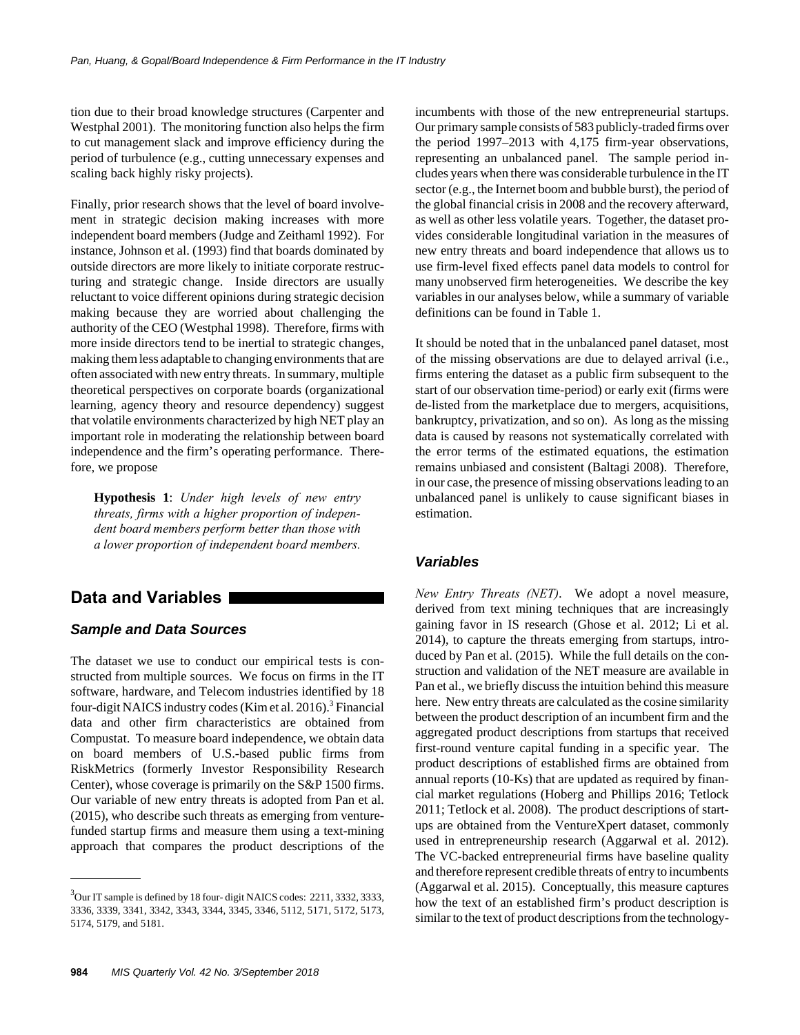tion due to their broad knowledge structures (Carpenter and Westphal 2001). The monitoring function also helps the firm to cut management slack and improve efficiency during the period of turbulence (e.g., cutting unnecessary expenses and scaling back highly risky projects).

Finally, prior research shows that the level of board involvement in strategic decision making increases with more independent board members (Judge and Zeithaml 1992). For instance, Johnson et al. (1993) find that boards dominated by outside directors are more likely to initiate corporate restructuring and strategic change. Inside directors are usually reluctant to voice different opinions during strategic decision making because they are worried about challenging the authority of the CEO (Westphal 1998). Therefore, firms with more inside directors tend to be inertial to strategic changes, making them less adaptable to changing environments that are often associated with new entry threats. In summary, multiple theoretical perspectives on corporate boards (organizational learning, agency theory and resource dependency) suggest that volatile environments characterized by high NET play an important role in moderating the relationship between board independence and the firm's operating performance. Therefore, we propose

> **Hypothesis 1**: *Under high levels of new entry threats, firms with a higher proportion of independent board members perform better than those with a lower proportion of independent board members.*

## Data and Variables

### Sample and Data Sources

The dataset we use to conduct our empirical tests is constructed from multiple sources. We focus on firms in the IT software, hardware, and Telecom industries identified by 18 four-digit NAICS industry codes (Kim et al. 2016).[3] Financial data and other firm characteristics are obtained from Compustat. To measure board independence, we obtain data on board members of U.S.-based public firms from RiskMetrics (formerly Investor Responsibility Research Center), whose coverage is primarily on the S&P 1500 firms. Our variable of new entry threats is adopted from Pan et al. (2015), who describe such threats as emerging from venture-funded startup firms and measure them using a text-mining approach that compares the product descriptions of the incumbents with those of the new entrepreneurial startups. Our primary sample consists of 583 publicly-traded firms over the period 1997–2013 with 4,175 firm-year observations, representing an unbalanced panel. The sample period includes years when there was considerable turbulence in the IT sector (e.g., the Internet boom and bubble burst), the period of the global financial crisis in 2008 and the recovery afterward, as well as other less volatile years. Together, the dataset provides considerable longitudinal variation in the measures of new entry threats and board independence that allows us to use firm-level fixed effects panel data models to control for many unobserved firm heterogeneities. We describe the key variables in our analyses below, while a summary of variable definitions can be found in Table 1.

It should be noted that in the unbalanced panel dataset, most of the missing observations are due to delayed arrival (i.e., firms entering the dataset as a public firm subsequent to the start of our observation time-period) or early exit (firms were de-listed from the marketplace due to mergers, acquisitions, bankruptcy, privatization, and so on). As long as the missing data is caused by reasons not systematically correlated with the error terms of the estimated equations, the estimation remains unbiased and consistent (Baltagi 2008). Therefore, in our case, the presence of missing observations leading to an unbalanced panel is unlikely to cause significant biases in estimation.

### Variables

*New Entry Threats (NET)*. We adopt a novel measure, derived from text mining techniques that are increasingly gaining favor in IS research (Ghose et al. 2012; Li et al. 2014), to capture the threats emerging from startups, introduced by Pan et al. (2015). While the full details on the construction and validation of the NET measure are available in Pan et al., we briefly discuss the intuition behind this measure here. New entry threats are calculated as the cosine similarity between the product description of an incumbent firm and the aggregated product descriptions from startups that received first-round venture capital funding in a specific year. The product descriptions of established firms are obtained from annual reports (10-Ks) that are updated as required by financial market regulations (Hoberg and Phillips 2016; Tetlock 2011; Tetlock et al. 2008). The product descriptions of startups are obtained from the VentureXpert dataset, commonly used in entrepreneurship research (Aggarwal et al. 2012). The VC-backed entrepreneurial firms have baseline quality and therefore represent credible threats of entry to incumbents (Aggarwal et al. 2015). Conceptually, this measure captures how the text of an established firm's product description is similar to the text of product descriptions from the technology-

---

[3] Our IT sample is defined by 18 four- digit NAICS codes: 2211, 3332, 3333, 3336, 3339, 3341, 3342, 3343, 3344, 3345, 3346, 5112, 5171, 5172, 5173, 5174, 5179, and 5181.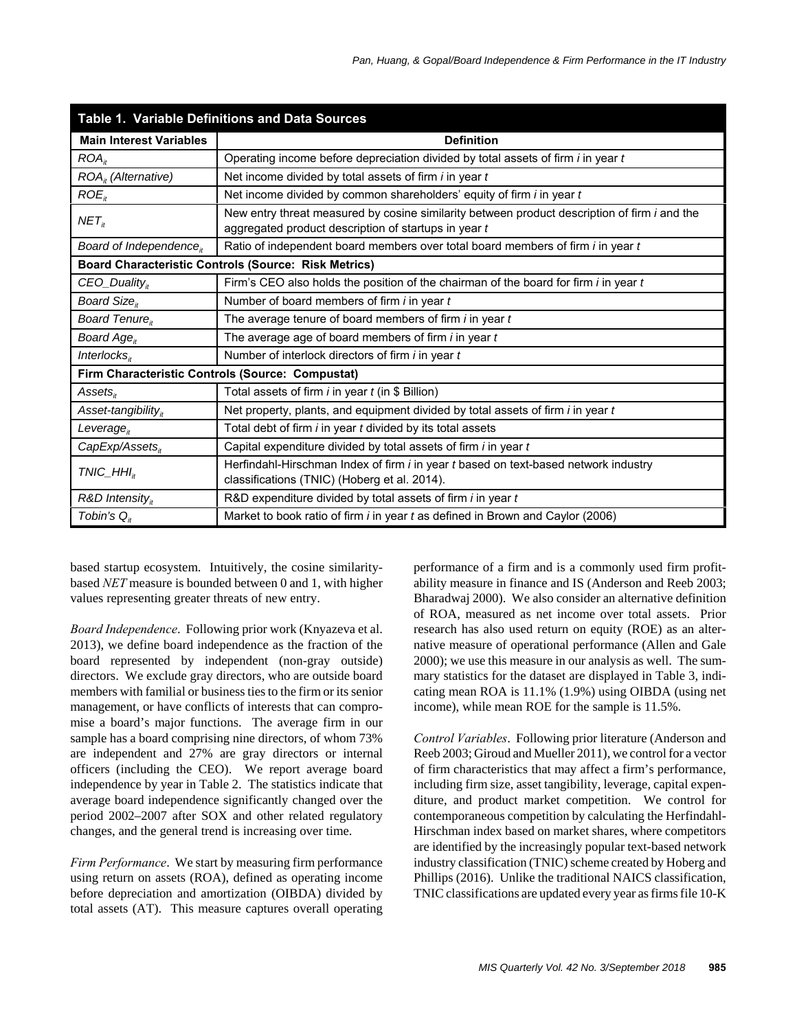**Table 1. Variable Definitions and Data Sources**

| Main Interest Variables | Definition |
|---|---|
| $ROA_{it}$ | Operating income before depreciation divided by total assets of firm *i* in year *t* |
| $ROA_{it}$ (Alternative) | Net income divided by total assets of firm *i* in year *t* |
| $ROE_{it}$ | Net income divided by common shareholders' equity of firm *i* in year *t* |
| $NET_{it}$ | New entry threat measured by cosine similarity between product description of firm *i* and the aggregated product description of startups in year *t* |
| Board of Independence$_{it}$ | Ratio of independent board members over total board members of firm *i* in year *t* |
| **Board Characteristic Controls (Source: Risk Metrics)** | |
| CEO_Duality$_{it}$ | Firm's CEO also holds the position of the chairman of the board for firm *i* in year *t* |
| Board Size$_{it}$ | Number of board members of firm *i* in year *t* |
| Board Tenure$_{it}$ | The average tenure of board members of firm *i* in year *t* |
| Board Age$_{it}$ | The average age of board members of firm *i* in year *t* |
| Interlocks$_{it}$ | Number of interlock directors of firm *i* in year *t* |
| **Firm Characteristic Controls (Source: Compustat)** | |
| Assets$_{it}$ | Total assets of firm *i* in year *t* (in $ Billion) |
| Asset-tangibility$_{it}$ | Net property, plants, and equipment divided by total assets of firm *i* in year *t* |
| Leverage$_{it}$ | Total debt of firm *i* in year *t* divided by its total assets |
| CapExp/Assets$_{it}$ | Capital expenditure divided by total assets of firm *i* in year *t* |
| TNIC_HHI$_{it}$ | Herfindahl-Hirschman Index of firm *i* in year *t* based on text-based network industry classifications (TNIC) (Hoberg et al. 2014). |
| R&D Intensity$_{it}$ | R&D expenditure divided by total assets of firm *i* in year *t* |
| Tobin's $Q_{it}$ | Market to book ratio of firm *i* in year *t* as defined in Brown and Caylor (2006) |

based startup ecosystem. Intuitively, the cosine similarity-based *NET* measure is bounded between 0 and 1, with higher values representing greater threats of new entry.

*Board Independence*. Following prior work (Knyazeva et al. 2013), we define board independence as the fraction of the board represented by independent (non-gray outside) directors. We exclude gray directors, who are outside board members with familial or business ties to the firm or its senior management, or have conflicts of interests that can compromise a board's major functions. The average firm in our sample has a board comprising nine directors, of whom 73% are independent and 27% are gray directors or internal officers (including the CEO). We report average board independence by year in Table 2. The statistics indicate that average board independence significantly changed over the period 2002–2007 after SOX and other related regulatory changes, and the general trend is increasing over time.

*Firm Performance*. We start by measuring firm performance using return on assets (ROA), defined as operating income before depreciation and amortization (OIBDA) divided by total assets (AT). This measure captures overall operating performance of a firm and is a commonly used firm profitability measure in finance and IS (Anderson and Reeb 2003; Bharadwaj 2000). We also consider an alternative definition of ROA, measured as net income over total assets. Prior research has also used return on equity (ROE) as an alternative measure of operational performance (Allen and Gale 2000); we use this measure in our analysis as well. The summary statistics for the dataset are displayed in Table 3, indicating mean ROA is 11.1% (1.9%) using OIBDA (using net income), while mean ROE for the sample is 11.5%.

*Control Variables*. Following prior literature (Anderson and Reeb 2003; Giroud and Mueller 2011), we control for a vector of firm characteristics that may affect a firm's performance, including firm size, asset tangibility, leverage, capital expenditure, and product market competition. We control for contemporaneous competition by calculating the Herfindahl-Hirschman index based on market shares, where competitors are identified by the increasingly popular text-based network industry classification (TNIC) scheme created by Hoberg and Phillips (2016). Unlike the traditional NAICS classification, TNIC classifications are updated every year as firms file 10-K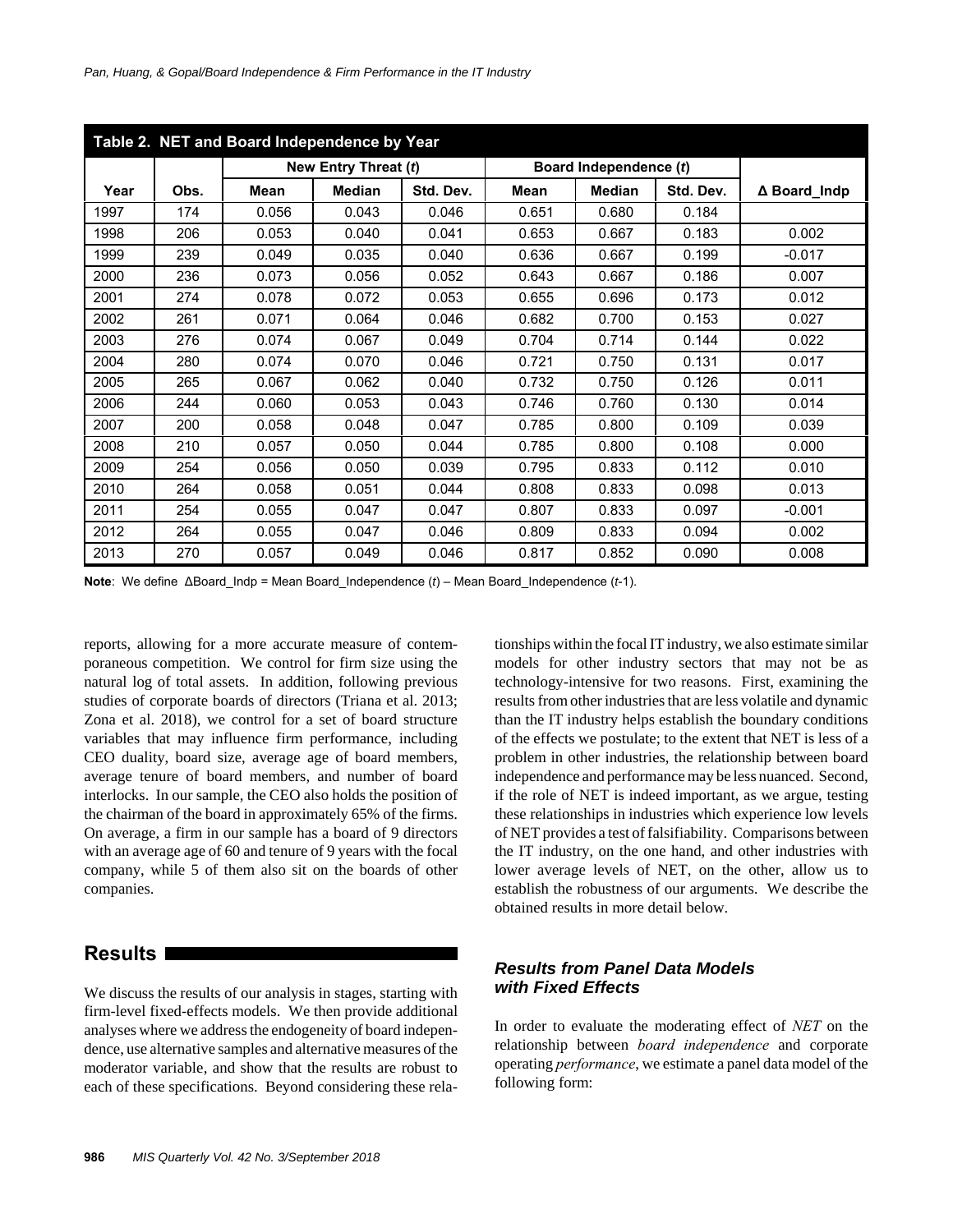**Table 2. NET and Board Independence by Year**

| | | New Entry Threat (*t*) | | | Board Independence (*t*) | | | |
|---|---|---|---|---|---|---|---|---|
| **Year** | **Obs.** | **Mean** | **Median** | **Std. Dev.** | **Mean** | **Median** | **Std. Dev.** | **Δ Board_Indp** |
| 1997 | 174 | 0.056 | 0.043 | 0.046 | 0.651 | 0.680 | 0.184 | |
| 1998 | 206 | 0.053 | 0.040 | 0.041 | 0.653 | 0.667 | 0.183 | 0.002 |
| 1999 | 239 | 0.049 | 0.035 | 0.040 | 0.636 | 0.667 | 0.199 | -0.017 |
| 2000 | 236 | 0.073 | 0.056 | 0.052 | 0.643 | 0.667 | 0.186 | 0.007 |
| 2001 | 274 | 0.078 | 0.072 | 0.053 | 0.655 | 0.696 | 0.173 | 0.012 |
| 2002 | 261 | 0.071 | 0.064 | 0.046 | 0.682 | 0.700 | 0.153 | 0.027 |
| 2003 | 276 | 0.074 | 0.067 | 0.049 | 0.704 | 0.714 | 0.144 | 0.022 |
| 2004 | 280 | 0.074 | 0.070 | 0.046 | 0.721 | 0.750 | 0.131 | 0.017 |
| 2005 | 265 | 0.067 | 0.062 | 0.040 | 0.732 | 0.750 | 0.126 | 0.011 |
| 2006 | 244 | 0.060 | 0.053 | 0.043 | 0.746 | 0.760 | 0.130 | 0.014 |
| 2007 | 200 | 0.058 | 0.048 | 0.047 | 0.785 | 0.800 | 0.109 | 0.039 |
| 2008 | 210 | 0.057 | 0.050 | 0.044 | 0.785 | 0.800 | 0.108 | 0.000 |
| 2009 | 254 | 0.056 | 0.050 | 0.039 | 0.795 | 0.833 | 0.112 | 0.010 |
| 2010 | 264 | 0.058 | 0.051 | 0.044 | 0.808 | 0.833 | 0.098 | 0.013 |
| 2011 | 254 | 0.055 | 0.047 | 0.047 | 0.807 | 0.833 | 0.097 | -0.001 |
| 2012 | 264 | 0.055 | 0.047 | 0.046 | 0.809 | 0.833 | 0.094 | 0.002 |
| 2013 | 270 | 0.057 | 0.049 | 0.046 | 0.817 | 0.852 | 0.090 | 0.008 |

**Note**: We define ΔBoard_Indp = Mean Board_Independence (*t*) – Mean Board_Independence (*t*-1).

reports, allowing for a more accurate measure of contemporaneous competition. We control for firm size using the natural log of total assets. In addition, following previous studies of corporate boards of directors (Triana et al. 2013; Zona et al. 2018), we control for a set of board structure variables that may influence firm performance, including CEO duality, board size, average age of board members, average tenure of board members, and number of board interlocks. In our sample, the CEO also holds the position of the chairman of the board in approximately 65% of the firms. On average, a firm in our sample has a board of 9 directors with an average age of 60 and tenure of 9 years with the focal company, while 5 of them also sit on the boards of other companies.

## Results

We discuss the results of our analysis in stages, starting with firm-level fixed-effects models. We then provide additional analyses where we address the endogeneity of board independence, use alternative samples and alternative measures of the moderator variable, and show that the results are robust to each of these specifications. Beyond considering these relationships within the focal IT industry, we also estimate similar models for other industry sectors that may not be as technology-intensive for two reasons. First, examining the results from other industries that are less volatile and dynamic than the IT industry helps establish the boundary conditions of the effects we postulate; to the extent that NET is less of a problem in other industries, the relationship between board independence and performance may be less nuanced. Second, if the role of NET is indeed important, as we argue, testing these relationships in industries which experience low levels of NET provides a test of falsifiability. Comparisons between the IT industry, on the one hand, and other industries with lower average levels of NET, on the other, allow us to establish the robustness of our arguments. We describe the obtained results in more detail below.

### Results from Panel Data Models with Fixed Effects

In order to evaluate the moderating effect of *NET* on the relationship between *board independence* and corporate operating *performance*, we estimate a panel data model of the following form: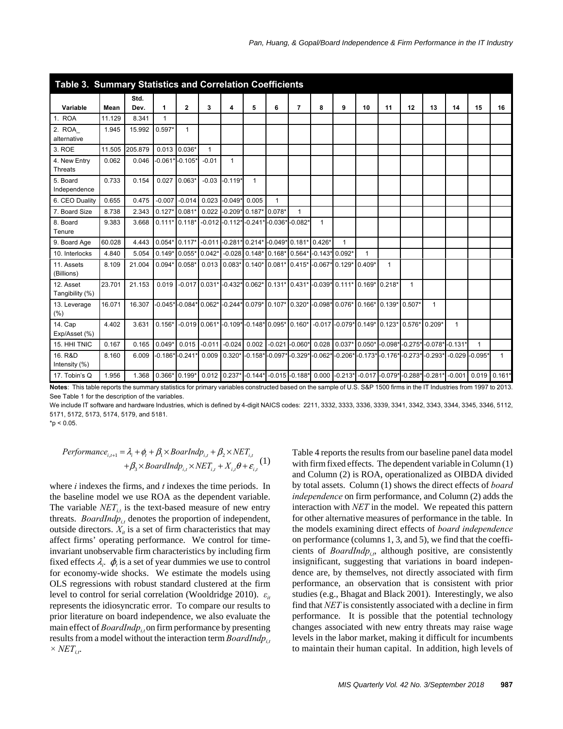**Table 3. Summary Statistics and Correlation Coefficients**

| Variable | Mean | Std. Dev. | 1 | 2 | 3 | 4 | 5 | 6 | 7 | 8 | 9 | 10 | 11 | 12 | 13 | 14 | 15 | 16 |
|---|---|---|---|---|---|---|---|---|---|---|---|---|---|---|---|---|---|---|
| 1. ROA | 11.129 | 8.341 | 1 | | | | | | | | | | | | | | | |
| 2. ROA_ alternative | 1.945 | 15.992 | 0.597* | 1 | | | | | | | | | | | | | | |
| 3. ROE | 11.505 | 205.879 | 0.013 | 0.036* | 1 | | | | | | | | | | | | | |
| 4. New Entry Threats | 0.062 | 0.046 | -0.061* | -0.105* | -0.01 | 1 | | | | | | | | | | | | |
| 5. Board Independence | 0.733 | 0.154 | 0.027 | 0.063* | -0.03 | -0.119* | 1 | | | | | | | | | | | |
| 6. CEO Duality | 0.655 | 0.475 | -0.007 | -0.014 | 0.023 | -0.049* | 0.005 | 1 | | | | | | | | | | |
| 7. Board Size | 8.738 | 2.343 | 0.127* | 0.081* | 0.022 | -0.209* | 0.187* | 0.078* | 1 | | | | | | | | | |
| 8. Board Tenure | 9.383 | 3.668 | 0.111* | 0.118* | -0.012 | -0.112* | -0.241* | -0.036* | -0.082* | 1 | | | | | | | | |
| 9. Board Age | 60.028 | 4.443 | 0.054* | 0.117* | -0.011 | -0.281* | 0.214* | -0.049* | 0.181* | 0.426* | 1 | | | | | | | |
| 10. Interlocks | 4.840 | 5.054 | 0.149* | 0.055* | 0.042* | -0.028 | 0.148* | 0.168* | 0.564* | -0.143* | 0.092* | 1 | | | | | | |
| 11. Assets (Billions) | 8.109 | 21.004 | 0.094* | 0.058* | 0.013 | 0.083* | 0.140* | 0.081* | 0.415* | -0.067* | 0.129* | 0.409* | 1 | | | | | |
| 12. Asset Tangibility (%) | 23.701 | 21.153 | 0.019 | -0.017 | 0.031* | -0.432* | 0.062* | 0.131* | 0.431* | -0.039* | 0.111* | 0.169* | 0.218* | 1 | | | | |
| 13. Leverage (%) | 16.071 | 16.307 | -0.045* | -0.084* | 0.062* | -0.244* | 0.079* | 0.107* | 0.320* | -0.098* | 0.076* | 0.166* | 0.139* | 0.507* | 1 | | | |
| 14. Cap Exp/Asset (%) | 4.402 | 3.631 | 0.156* | -0.019 | 0.061* | -0.109* | -0.148* | 0.095* | 0.160* | -0.017 | -0.079* | 0.149* | 0.123* | 0.576* | 0.209* | 1 | | |
| 15. HHI TNIC | 0.167 | 0.165 | 0.049* | 0.015 | -0.011 | -0.024 | 0.002 | -0.021 | -0.060* | 0.028 | 0.037* | 0.050* | -0.098* | -0.275* | -0.078* | -0.131* | 1 | |
| 16. R&D Intensity (%) | 8.160 | 6.009 | -0.186* | -0.241* | 0.009 | 0.320* | -0.158* | -0.097* | -0.329* | -0.062* | -0.206* | -0.173* | -0.176* | -0.273* | -0.293* | -0.029 | -0.095* | 1 |
| 17. Tobin's Q | 1.956 | 1.368 | 0.366* | 0.199* | 0.012 | 0.237* | -0.144* | -0.015 | -0.188* | 0.000 | -0.213* | -0.017 | -0.079* | -0.288* | -0.281* | -0.001 | 0.019 | 0.161* |

**Notes**: This table reports the summary statistics for primary variables constructed based on the sample of U.S. S&P 1500 firms in the IT Industries from 1997 to 2013. See Table 1 for the description of the variables.

We include IT software and hardware Industries, which is defined by 4-digit NAICS codes: 2211, 3332, 3333, 3336, 3339, 3341, 3342, 3343, 3344, 3345, 3346, 5112, 5171, 5172, 5173, 5174, 5179, and 5181.

*p < 0.05.

$$Performance_{i,t+1} = \lambda_i + \phi_t + \beta_1 \times BoarIndp_{i,t} + \beta_2 \times NET_{i,t} + \beta_3 \times BoardIndp_{i,t} \times NET_{i,t} + X_{i,t}\theta + \varepsilon_{i,t} \quad (1)$$

where *i* indexes the firms, and *t* indexes the time periods. In the baseline model we use ROA as the dependent variable. The variable $NET_{i,t}$ is the text-based measure of new entry threats. $BoardIndp_{i,t}$ denotes the proportion of independent, outside directors. $X_{it}$ is a set of firm characteristics that may affect firms' operating performance. We control for time-invariant unobservable firm characteristics by including firm fixed effects $\lambda_i$. $\phi_t$ is a set of year dummies we use to control for economy-wide shocks. We estimate the models using OLS regressions with robust standard clustered at the firm level to control for serial correlation (Wooldridge 2010). $\varepsilon_{it}$ represents the idiosyncratic error. To compare our results to prior literature on board independence, we also evaluate the main effect of $BoardIndp_{i,t}$ on firm performance by presenting results from a model without the interaction term $BoardIndp_{i,t} \times NET_{i,t}$.

Table 4 reports the results from our baseline panel data model with firm fixed effects. The dependent variable in Column (1) and Column (2) is ROA, operationalized as OIBDA divided by total assets. Column (1) shows the direct effects of *board independence* on firm performance, and Column (2) adds the interaction with *NET* in the model. We repeated this pattern for other alternative measures of performance in the table. In the models examining direct effects of *board independence* on performance (columns 1, 3, and 5), we find that the coefficients of $BoardIndp_{i,t}$, although positive, are consistently insignificant, suggesting that variations in board independence are, by themselves, not directly associated with firm performance, an observation that is consistent with prior studies (e.g., Bhagat and Black 2001). Interestingly, we also find that *NET* is consistently associated with a decline in firm performance. It is possible that the potential technology changes associated with new entry threats may raise wage levels in the labor market, making it difficult for incumbents to maintain their human capital. In addition, high levels of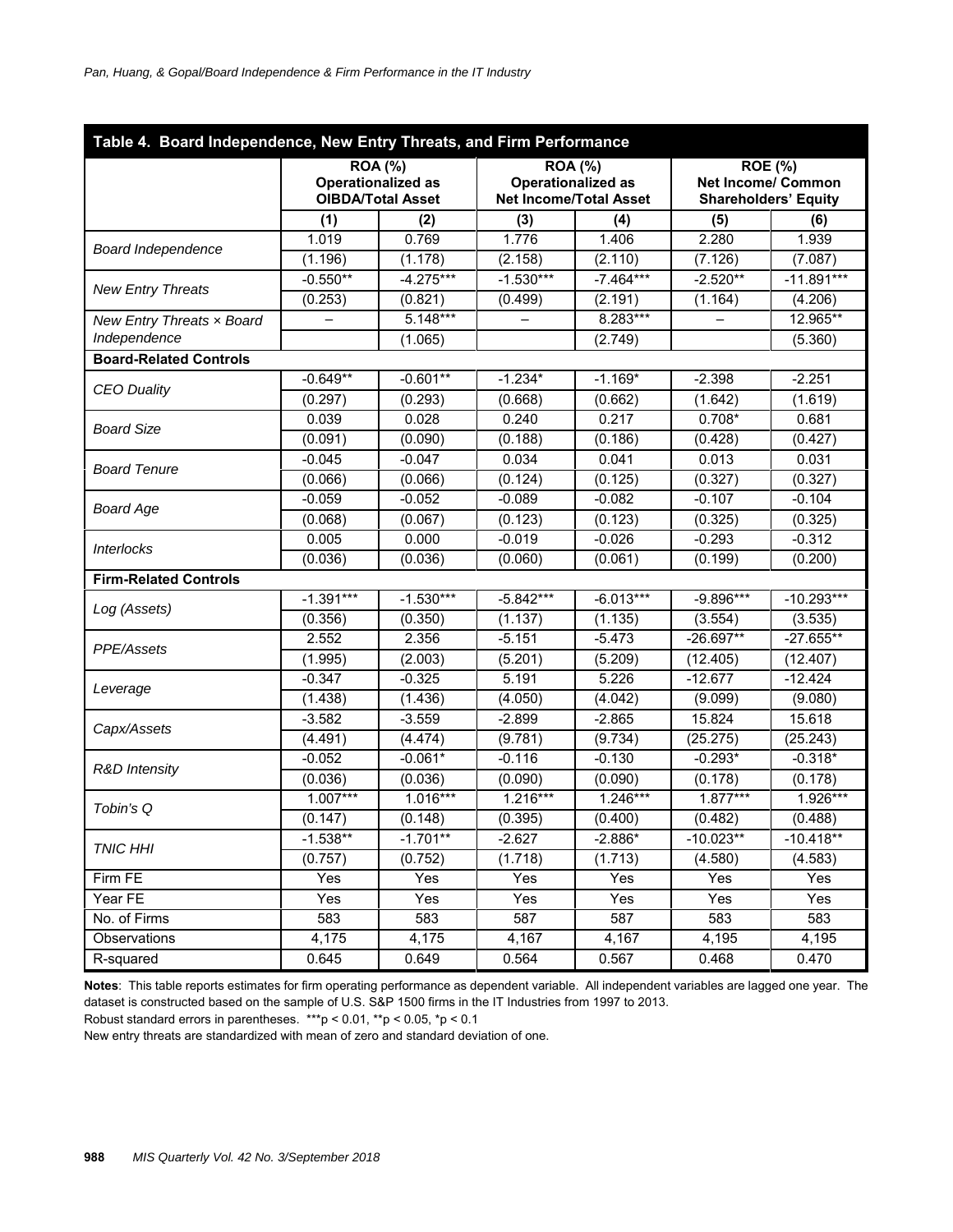**Table 4. Board Independence, New Entry Threats, and Firm Performance**

| | ROA (%) Operationalized as OIBDA/Total Asset | | ROA (%) Operationalized as Net Income/Total Asset | | ROE (%) Net Income/ Common Shareholders' Equity | |
|---|---|---|---|---|---|---|
| | (1) | (2) | (3) | (4) | (5) | (6) |
| *Board Independence* | 1.019 | 0.769 | 1.776 | 1.406 | 2.280 | 1.939 |
| | (1.196) | (1.178) | (2.158) | (2.110) | (7.126) | (7.087) |
| *New Entry Threats* | -0.550** | -4.275*** | -1.530*** | -7.464*** | -2.520** | -11.891*** |
| | (0.253) | (0.821) | (0.499) | (2.191) | (1.164) | (4.206) |
| *New Entry Threats × Board Independence* | – | 5.148*** | – | 8.283*** | – | 12.965** |
| | | (1.065) | | (2.749) | | (5.360) |
| **Board-Related Controls** | | | | | | |
| *CEO Duality* | -0.649** | -0.601** | -1.234* | -1.169* | -2.398 | -2.251 |
| | (0.297) | (0.293) | (0.668) | (0.662) | (1.642) | (1.619) |
| *Board Size* | 0.039 | 0.028 | 0.240 | 0.217 | 0.708* | 0.681 |
| | (0.091) | (0.090) | (0.188) | (0.186) | (0.428) | (0.427) |
| *Board Tenure* | -0.045 | -0.047 | 0.034 | 0.041 | 0.013 | 0.031 |
| | (0.066) | (0.066) | (0.124) | (0.125) | (0.327) | (0.327) |
| *Board Age* | -0.059 | -0.052 | -0.089 | -0.082 | -0.107 | -0.104 |
| | (0.068) | (0.067) | (0.123) | (0.123) | (0.325) | (0.325) |
| *Interlocks* | 0.005 | 0.000 | -0.019 | -0.026 | -0.293 | -0.312 |
| | (0.036) | (0.036) | (0.060) | (0.061) | (0.199) | (0.200) |
| **Firm-Related Controls** | | | | | | |
| *Log (Assets)* | -1.391*** | -1.530*** | -5.842*** | -6.013*** | -9.896*** | -10.293*** |
| | (0.356) | (0.350) | (1.137) | (1.135) | (3.554) | (3.535) |
| *PPE/Assets* | 2.552 | 2.356 | -5.151 | -5.473 | -26.697** | -27.655** |
| | (1.995) | (2.003) | (5.201) | (5.209) | (12.405) | (12.407) |
| *Leverage* | -0.347 | -0.325 | 5.191 | 5.226 | -12.677 | -12.424 |
| | (1.438) | (1.436) | (4.050) | (4.042) | (9.099) | (9.080) |
| *Capx/Assets* | -3.582 | -3.559 | -2.899 | -2.865 | 15.824 | 15.618 |
| | (4.491) | (4.474) | (9.781) | (9.734) | (25.275) | (25.243) |
| *R&D Intensity* | -0.052 | -0.061* | -0.116 | -0.130 | -0.293* | -0.318* |
| | (0.036) | (0.036) | (0.090) | (0.090) | (0.178) | (0.178) |
| *Tobin's Q* | 1.007*** | 1.016*** | 1.216*** | 1.246*** | 1.877*** | 1.926*** |
| | (0.147) | (0.148) | (0.395) | (0.400) | (0.482) | (0.488) |
| *TNIC HHI* | -1.538** | -1.701** | -2.627 | -2.886* | -10.023** | -10.418** |
| | (0.757) | (0.752) | (1.718) | (1.713) | (4.580) | (4.583) |
| Firm FE | Yes | Yes | Yes | Yes | Yes | Yes |
| Year FE | Yes | Yes | Yes | Yes | Yes | Yes |
| No. of Firms | 583 | 583 | 587 | 587 | 583 | 583 |
| Observations | 4,175 | 4,175 | 4,167 | 4,167 | 4,195 | 4,195 |
| R-squared | 0.645 | 0.649 | 0.564 | 0.567 | 0.468 | 0.470 |

**Notes**: This table reports estimates for firm operating performance as dependent variable. All independent variables are lagged one year. The dataset is constructed based on the sample of U.S. S&P 1500 firms in the IT Industries from 1997 to 2013.

Robust standard errors in parentheses. ***$p < 0.01$, **$p < 0.05$, *$p < 0.1$

New entry threats are standardized with mean of zero and standard deviation of one.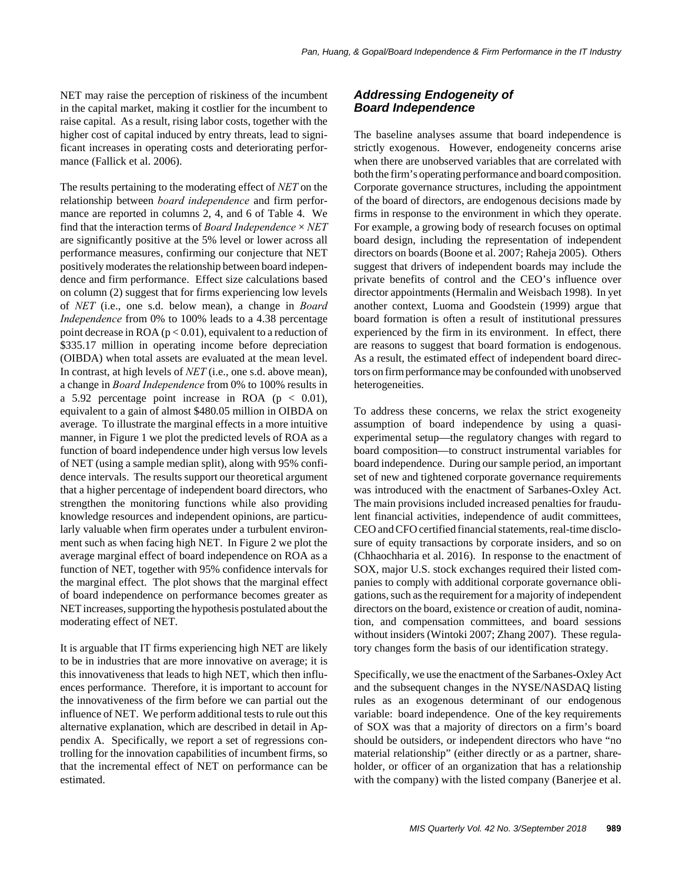NET may raise the perception of riskiness of the incumbent in the capital market, making it costlier for the incumbent to raise capital. As a result, rising labor costs, together with the higher cost of capital induced by entry threats, lead to significant increases in operating costs and deteriorating performance (Fallick et al. 2006).

The results pertaining to the moderating effect of *NET* on the relationship between *board independence* and firm performance are reported in columns 2, 4, and 6 of Table 4. We find that the interaction terms of *Board Independence* × *NET* are significantly positive at the 5% level or lower across all performance measures, confirming our conjecture that NET positively moderates the relationship between board independence and firm performance. Effect size calculations based on column (2) suggest that for firms experiencing low levels of *NET* (i.e., one s.d. below mean), a change in *Board Independence* from 0% to 100% leads to a 4.38 percentage point decrease in ROA ($p < 0.01$), equivalent to a reduction of \$335.17 million in operating income before depreciation (OIBDA) when total assets are evaluated at the mean level. In contrast, at high levels of *NET* (i.e., one s.d. above mean), a change in *Board Independence* from 0% to 100% results in a 5.92 percentage point increase in ROA ($p < 0.01$), equivalent to a gain of almost \$480.05 million in OIBDA on average. To illustrate the marginal effects in a more intuitive manner, in Figure 1 we plot the predicted levels of ROA as a function of board independence under high versus low levels of NET (using a sample median split), along with 95% confidence intervals. The results support our theoretical argument that a higher percentage of independent board directors, who strengthen the monitoring functions while also providing knowledge resources and independent opinions, are particularly valuable when firm operates under a turbulent environment such as when facing high NET. In Figure 2 we plot the average marginal effect of board independence on ROA as a function of NET, together with 95% confidence intervals for the marginal effect. The plot shows that the marginal effect of board independence on performance becomes greater as NET increases, supporting the hypothesis postulated about the moderating effect of NET.

It is arguable that IT firms experiencing high NET are likely to be in industries that are more innovative on average; it is this innovativeness that leads to high NET, which then influences performance. Therefore, it is important to account for the innovativeness of the firm before we can partial out the influence of NET. We perform additional tests to rule out this alternative explanation, which are described in detail in Appendix A. Specifically, we report a set of regressions controlling for the innovation capabilities of incumbent firms, so that the incremental effect of NET on performance can be estimated.

### Addressing Endogeneity of Board Independence

The baseline analyses assume that board independence is strictly exogenous. However, endogeneity concerns arise when there are unobserved variables that are correlated with both the firm's operating performance and board composition. Corporate governance structures, including the appointment of the board of directors, are endogenous decisions made by firms in response to the environment in which they operate. For example, a growing body of research focuses on optimal board design, including the representation of independent directors on boards (Boone et al. 2007; Raheja 2005). Others suggest that drivers of independent boards may include the private benefits of control and the CEO's influence over director appointments (Hermalin and Weisbach 1998). In yet another context, Luoma and Goodstein (1999) argue that board formation is often a result of institutional pressures experienced by the firm in its environment. In effect, there are reasons to suggest that board formation is endogenous. As a result, the estimated effect of independent board directors on firm performance may be confounded with unobserved heterogeneities.

To address these concerns, we relax the strict exogeneity assumption of board independence by using a quasi-experimental setup—the regulatory changes with regard to board composition—to construct instrumental variables for board independence. During our sample period, an important set of new and tightened corporate governance requirements was introduced with the enactment of Sarbanes-Oxley Act. The main provisions included increased penalties for fraudulent financial activities, independence of audit committees, CEO and CFO certified financial statements, real-time disclosure of equity transactions by corporate insiders, and so on (Chhaochharia et al. 2016). In response to the enactment of SOX, major U.S. stock exchanges required their listed companies to comply with additional corporate governance obligations, such as the requirement for a majority of independent directors on the board, existence or creation of audit, nomination, and compensation committees, and board sessions without insiders (Wintoki 2007; Zhang 2007). These regulatory changes form the basis of our identification strategy.

Specifically, we use the enactment of the Sarbanes-Oxley Act and the subsequent changes in the NYSE/NASDAQ listing rules as an exogenous determinant of our endogenous variable: board independence. One of the key requirements of SOX was that a majority of directors on a firm's board should be outsiders, or independent directors who have "no material relationship" (either directly or as a partner, shareholder, or officer of an organization that has a relationship with the company) with the listed company (Banerjee et al.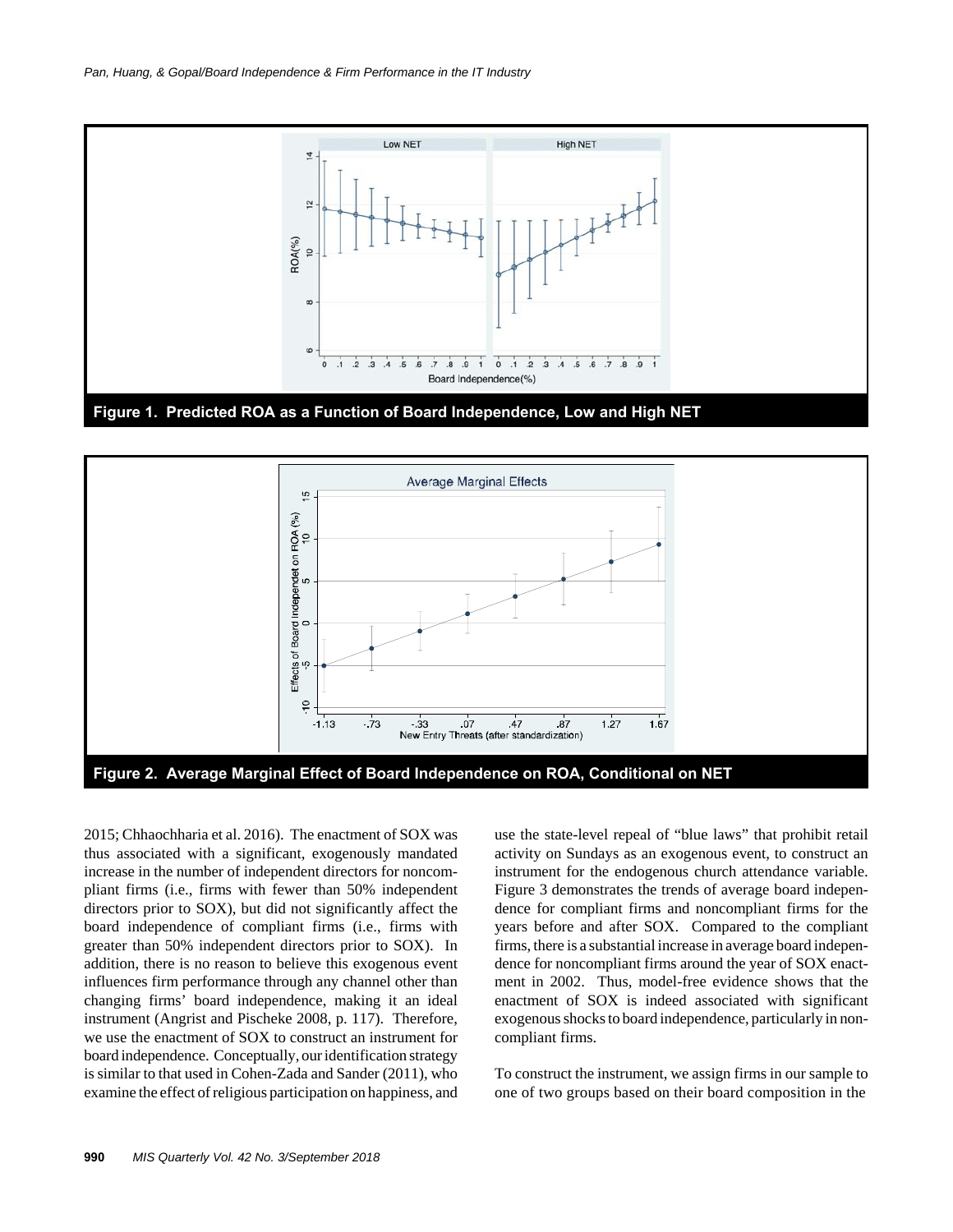Figure 1. Predicted ROA as a Function of Board Independence, Low and High NET

Figure 2. Average Marginal Effect of Board Independence on ROA, Conditional on NET

2015; Chhaochharia et al. 2016). The enactment of SOX was thus associated with a significant, exogenously mandated increase in the number of independent directors for noncompliant firms (i.e., firms with fewer than 50% independent directors prior to SOX), but did not significantly affect the board independence of compliant firms (i.e., firms with greater than 50% independent directors prior to SOX). In addition, there is no reason to believe this exogenous event influences firm performance through any channel other than changing firms' board independence, making it an ideal instrument (Angrist and Pischeke 2008, p. 117). Therefore, we use the enactment of SOX to construct an instrument for board independence. Conceptually, our identification strategy is similar to that used in Cohen-Zada and Sander (2011), who examine the effect of religious participation on happiness, and use the state-level repeal of "blue laws" that prohibit retail activity on Sundays as an exogenous event, to construct an instrument for the endogenous church attendance variable. Figure 3 demonstrates the trends of average board independence for compliant firms and noncompliant firms for the years before and after SOX. Compared to the compliant firms, there is a substantial increase in average board independence for noncompliant firms around the year of SOX enactment in 2002. Thus, model-free evidence shows that the enactment of SOX is indeed associated with significant exogenous shocks to board independence, particularly in noncompliant firms.

To construct the instrument, we assign firms in our sample to one of two groups based on their board composition in the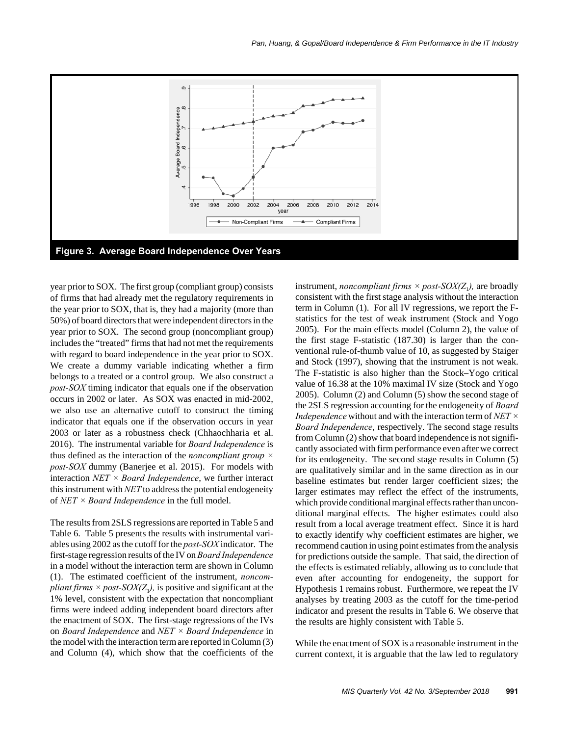**Figure 3. Average Board Independence Over Years**

year prior to SOX. The first group (compliant group) consists of firms that had already met the regulatory requirements in the year prior to SOX, that is, they had a majority (more than 50%) of board directors that were independent directors in the year prior to SOX. The second group (noncompliant group) includes the "treated" firms that had not met the requirements with regard to board independence in the year prior to SOX. We create a dummy variable indicating whether a firm belongs to a treated or a control group. We also construct a *post-SOX* timing indicator that equals one if the observation occurs in 2002 or later. As SOX was enacted in mid-2002, we also use an alternative cutoff to construct the timing indicator that equals one if the observation occurs in year 2003 or later as a robustness check (Chhaochharia et al. 2016). The instrumental variable for *Board Independence* is thus defined as the interaction of the *noncompliant group* × *post-SOX* dummy (Banerjee et al. 2015). For models with interaction *NET* × *Board Independence*, we further interact this instrument with *NET* to address the potential endogeneity of *NET* × *Board Independence* in the full model.

The results from 2SLS regressions are reported in Table 5 and Table 6. Table 5 presents the results with instrumental variables using 2002 as the cutoff for the *post-SOX* indicator. The first-stage regression results of the IV on *Board Independence* in a model without the interaction term are shown in Column (1). The estimated coefficient of the instrument, *noncompliant firms* × *post-SOX*($Z_1$), is positive and significant at the 1% level, consistent with the expectation that noncompliant firms were indeed adding independent board directors after the enactment of SOX. The first-stage regressions of the IVs on *Board Independence* and *NET* × *Board Independence* in the model with the interaction term are reported in Column (3) and Column (4), which show that the coefficients of the instrument, *noncompliant firms* × *post-SOX*($Z_1$), are broadly consistent with the first stage analysis without the interaction term in Column (1). For all IV regressions, we report the F-statistics for the test of weak instrument (Stock and Yogo 2005). For the main effects model (Column 2), the value of the first stage F-statistic (187.30) is larger than the conventional rule-of-thumb value of 10, as suggested by Staiger and Stock (1997), showing that the instrument is not weak. The F-statistic is also higher than the Stock–Yogo critical value of 16.38 at the 10% maximal IV size (Stock and Yogo 2005). Column (2) and Column (5) show the second stage of the 2SLS regression accounting for the endogeneity of *Board Independence* without and with the interaction term of *NET* × *Board Independence*, respectively. The second stage results from Column (2) show that board independence is not significantly associated with firm performance even after we correct for its endogeneity. The second stage results in Column (5) are qualitatively similar and in the same direction as in our baseline estimates but render larger coefficient sizes; the larger estimates may reflect the effect of the instruments, which provide conditional marginal effects rather than unconditional marginal effects. The higher estimates could also result from a local average treatment effect. Since it is hard to exactly identify why coefficient estimates are higher, we recommend caution in using point estimates from the analysis for predictions outside the sample. That said, the direction of the effects is estimated reliably, allowing us to conclude that even after accounting for endogeneity, the support for Hypothesis 1 remains robust. Furthermore, we repeat the IV analyses by treating 2003 as the cutoff for the time-period indicator and present the results in Table 6. We observe that the results are highly consistent with Table 5.

While the enactment of SOX is a reasonable instrument in the current context, it is arguable that the law led to regulatory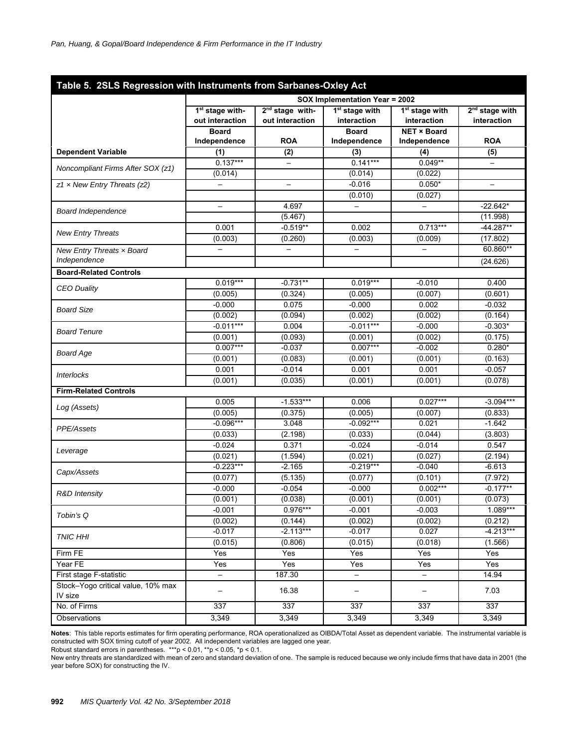**Table 5. 2SLS Regression with Instruments from Sarbanes-Oxley Act**

| | SOX Implementation Year = 2002 | | | | |
|---|---|---|---|---|---|
| | 1st stage without interaction | 2nd stage without interaction | 1st stage with interaction | 1st stage with interaction | 2nd stage with interaction |
| | Board Independence | ROA | Board Independence | NET × Board Independence | ROA |
| **Dependent Variable** | **(1)** | **(2)** | **(3)** | **(4)** | **(5)** |
| *Noncompliant Firms After SOX (z1)* | 0.137*** | – | 0.141*** | 0.049** | – |
| | (0.014) | | (0.014) | (0.022) | |
| *z1 × New Entry Threats (z2)* | – | – | -0.016 | 0.050* | – |
| | | | (0.010) | (0.027) | |
| *Board Independence* | – | 4.697 | – | – | -22.642* |
| | | (5.467) | | | (11.998) |
| *New Entry Threats* | 0.001 | -0.519** | 0.002 | 0.713*** | -44.287** |
| | (0.003) | (0.260) | (0.003) | (0.009) | (17.802) |
| *New Entry Threats × Board Independence* | – | – | – | – | 60.860** |
| | | | | | (24.626) |
| **Board-Related Controls** | | | | | |
| *CEO Duality* | 0.019*** | -0.731** | 0.019*** | -0.010 | 0.400 |
| | (0.005) | (0.324) | (0.005) | (0.007) | (0.601) |
| *Board Size* | -0.000 | 0.075 | -0.000 | 0.002 | -0.032 |
| | (0.002) | (0.094) | (0.002) | (0.002) | (0.164) |
| *Board Tenure* | -0.011*** | 0.004 | -0.011*** | -0.000 | -0.303* |
| | (0.001) | (0.093) | (0.001) | (0.002) | (0.175) |
| *Board Age* | 0.007*** | -0.037 | 0.007*** | -0.002 | 0.280* |
| | (0.001) | (0.083) | (0.001) | (0.001) | (0.163) |
| *Interlocks* | 0.001 | -0.014 | 0.001 | 0.001 | -0.057 |
| | (0.001) | (0.035) | (0.001) | (0.001) | (0.078) |
| **Firm-Related Controls** | | | | | |
| *Log (Assets)* | 0.005 | -1.533*** | 0.006 | 0.027*** | -3.094*** |
| | (0.005) | (0.375) | (0.005) | (0.007) | (0.833) |
| *PPE/Assets* | -0.096*** | 3.048 | -0.092*** | 0.021 | -1.642 |
| | (0.033) | (2.198) | (0.033) | (0.044) | (3.803) |
| *Leverage* | -0.024 | 0.371 | -0.024 | -0.014 | 0.547 |
| | (0.021) | (1.594) | (0.021) | (0.027) | (2.194) |
| *Capx/Assets* | -0.223*** | -2.165 | -0.219*** | -0.040 | -6.613 |
| | (0.077) | (5.135) | (0.077) | (0.101) | (7.972) |
| *R&D Intensity* | -0.000 | -0.054 | -0.000 | 0.002*** | -0.177** |
| | (0.001) | (0.038) | (0.001) | (0.001) | (0.073) |
| *Tobin's Q* | -0.001 | 0.976*** | -0.001 | -0.003 | 1.089*** |
| | (0.002) | (0.144) | (0.002) | (0.002) | (0.212) |
| *TNIC HHI* | -0.017 | -2.113*** | -0.017 | 0.027 | -4.213*** |
| | (0.015) | (0.806) | (0.015) | (0.018) | (1.566) |
| Firm FE | Yes | Yes | Yes | Yes | Yes |
| Year FE | Yes | Yes | Yes | Yes | Yes |
| First stage F-statistic | – | 187.30 | – | – | 14.94 |
| Stock–Yogo critical value, 10% max IV size | – | 16.38 | – | – | 7.03 |
| No. of Firms | 337 | 337 | 337 | 337 | 337 |
| Observations | 3,349 | 3,349 | 3,349 | 3,349 | 3,349 |

**Notes**: This table reports estimates for firm operating performance, ROA operationalized as OIBDA/Total Asset as dependent variable. The instrumental variable is constructed with SOX timing cutoff of year 2002. All independent variables are lagged one year.
Robust standard errors in parentheses. ***p < 0.01, **p < 0.05, *p < 0.1.
New entry threats are standardized with mean of zero and standard deviation of one. The sample is reduced because we only include firms that have data in 2001 (the year before SOX) for constructing the IV.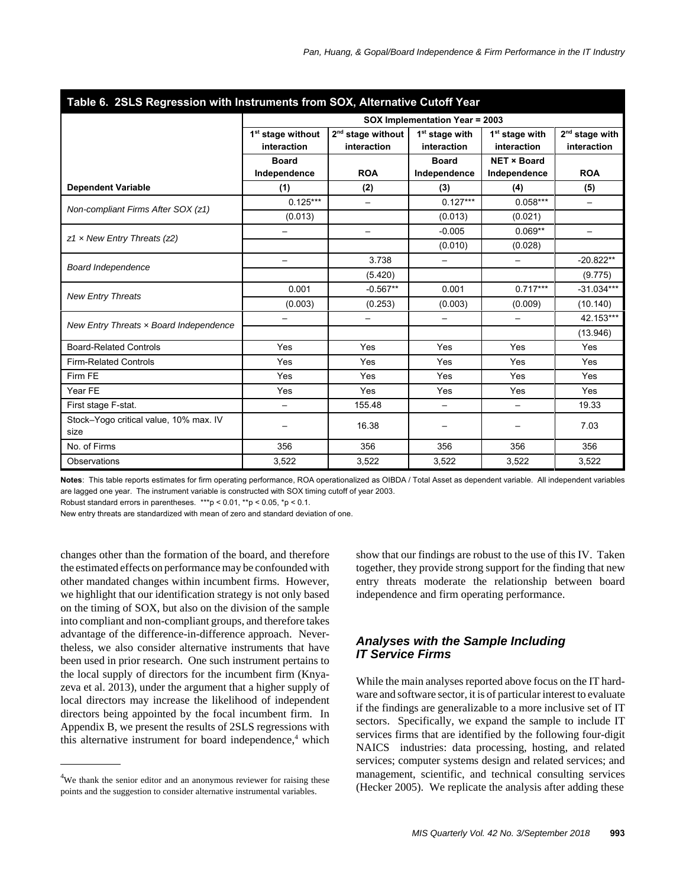**Table 6. 2SLS Regression with Instruments from SOX, Alternative Cutoff Year**

| | SOX Implementation Year = 2003 | | | | |
|---|---|---|---|---|---|
| | 1st stage without interaction | 2nd stage without interaction | 1st stage with interaction | 1st stage with interaction | 2nd stage with interaction |
| | Board Independence | ROA | Board Independence | NET × Board Independence | ROA |
| **Dependent Variable** | **(1)** | **(2)** | **(3)** | **(4)** | **(5)** |
| *Non-compliant Firms After SOX (z1)* | 0.125*** | – | 0.127*** | 0.058*** | – |
| | (0.013) | | (0.013) | (0.021) | |
| *z1 × New Entry Threats (z2)* | – | – | -0.005 | 0.069** | – |
| | | | (0.010) | (0.028) | |
| *Board Independence* | – | 3.738 | – | – | -20.822** |
| | | (5.420) | | | (9.775) |
| *New Entry Threats* | 0.001 | -0.567** | 0.001 | 0.717*** | -31.034*** |
| | (0.003) | (0.253) | (0.003) | (0.009) | (10.140) |
| *New Entry Threats × Board Independence* | – | – | – | – | 42.153*** |
| | | | | | (13.946) |
| Board-Related Controls | Yes | Yes | Yes | Yes | Yes |
| Firm-Related Controls | Yes | Yes | Yes | Yes | Yes |
| Firm FE | Yes | Yes | Yes | Yes | Yes |
| Year FE | Yes | Yes | Yes | Yes | Yes |
| First stage F-stat. | – | 155.48 | – | – | 19.33 |
| Stock–Yogo critical value, 10% max. IV size | – | 16.38 | – | – | 7.03 |
| No. of Firms | 356 | 356 | 356 | 356 | 356 |
| Observations | 3,522 | 3,522 | 3,522 | 3,522 | 3,522 |

**Notes**: This table reports estimates for firm operating performance, ROA operationalized as OIBDA / Total Asset as dependent variable. All independent variables are lagged one year. The instrument variable is constructed with SOX timing cutoff of year 2003.
Robust standard errors in parentheses. ***p < 0.01, **p < 0.05, *p < 0.1.
New entry threats are standardized with mean of zero and standard deviation of one.

changes other than the formation of the board, and therefore the estimated effects on performance may be confounded with other mandated changes within incumbent firms. However, we highlight that our identification strategy is not only based on the timing of SOX, but also on the division of the sample into compliant and non-compliant groups, and therefore takes advantage of the difference-in-difference approach. Nevertheless, we also consider alternative instruments that have been used in prior research. One such instrument pertains to the local supply of directors for the incumbent firm (Knyazeva et al. 2013), under the argument that a higher supply of local directors may increase the likelihood of independent directors being appointed by the focal incumbent firm. In Appendix B, we present the results of 2SLS regressions with this alternative instrument for board independence,[4] which show that our findings are robust to the use of this IV. Taken together, they provide strong support for the finding that new entry threats moderate the relationship between board independence and firm operating performance.

### *Analyses with the Sample Including IT Service Firms*

While the main analyses reported above focus on the IT hardware and software sector, it is of particular interest to evaluate if the findings are generalizable to a more inclusive set of IT sectors. Specifically, we expand the sample to include IT services firms that are identified by the following four-digit NAICS industries: data processing, hosting, and related services; computer systems design and related services; and management, scientific, and technical consulting services (Hecker 2005). We replicate the analysis after adding these

[4]We thank the senior editor and an anonymous reviewer for raising these points and the suggestion to consider alternative instrumental variables.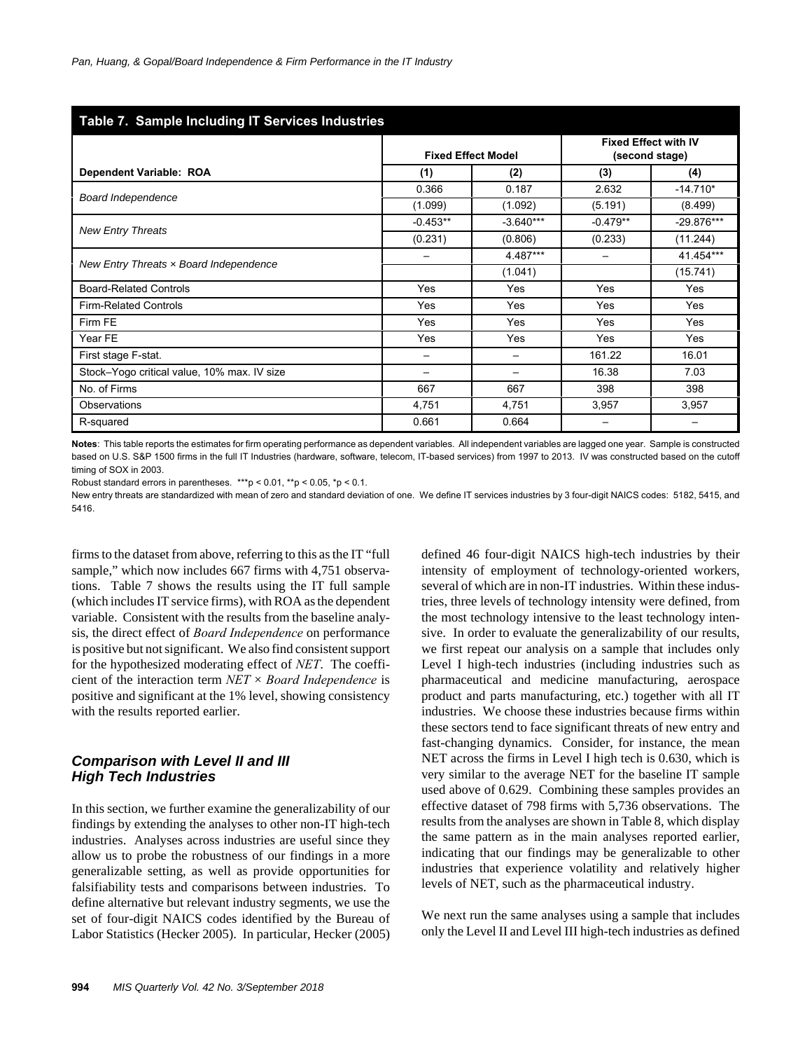**Table 7. Sample Including IT Services Industries**

| | Fixed Effect Model | | Fixed Effect with IV (second stage) | |
|---|---|---|---|---|
| **Dependent Variable: ROA** | **(1)** | **(2)** | **(3)** | **(4)** |
| *Board Independence* | 0.366 | 0.187 | 2.632 | -14.710* |
| | (1.099) | (1.092) | (5.191) | (8.499) |
| *New Entry Threats* | -0.453** | -3.640*** | -0.479** | -29.876*** |
| | (0.231) | (0.806) | (0.233) | (11.244) |
| *New Entry Threats × Board Independence* | – | 4.487*** | – | 41.454*** |
| | | (1.041) | | (15.741) |
| Board-Related Controls | Yes | Yes | Yes | Yes |
| Firm-Related Controls | Yes | Yes | Yes | Yes |
| Firm FE | Yes | Yes | Yes | Yes |
| Year FE | Yes | Yes | Yes | Yes |
| First stage F-stat. | – | – | 161.22 | 16.01 |
| Stock–Yogo critical value, 10% max. IV size | – | – | 16.38 | 7.03 |
| No. of Firms | 667 | 667 | 398 | 398 |
| Observations | 4,751 | 4,751 | 3,957 | 3,957 |
| R-squared | 0.661 | 0.664 | – | – |

**Notes**: This table reports the estimates for firm operating performance as dependent variables. All independent variables are lagged one year. Sample is constructed based on U.S. S&P 1500 firms in the full IT Industries (hardware, software, telecom, IT-based services) from 1997 to 2013. IV was constructed based on the cutoff timing of SOX in 2003.

Robust standard errors in parentheses. ***p < 0.01, **p < 0.05, *p < 0.1.

New entry threats are standardized with mean of zero and standard deviation of one. We define IT services industries by 3 four-digit NAICS codes: 5182, 5415, and 5416.

firms to the dataset from above, referring to this as the IT "full sample," which now includes 667 firms with 4,751 observations. Table 7 shows the results using the IT full sample (which includes IT service firms), with ROA as the dependent variable. Consistent with the results from the baseline analysis, the direct effect of *Board Independence* on performance is positive but not significant. We also find consistent support for the hypothesized moderating effect of *NET*. The coefficient of the interaction term *NET × Board Independence* is positive and significant at the 1% level, showing consistency with the results reported earlier.

### *Comparison with Level II and III High Tech Industries*

In this section, we further examine the generalizability of our findings by extending the analyses to other non-IT high-tech industries. Analyses across industries are useful since they allow us to probe the robustness of our findings in a more generalizable setting, as well as provide opportunities for falsifiability tests and comparisons between industries. To define alternative but relevant industry segments, we use the set of four-digit NAICS codes identified by the Bureau of Labor Statistics (Hecker 2005). In particular, Hecker (2005) defined 46 four-digit NAICS high-tech industries by their intensity of employment of technology-oriented workers, several of which are in non-IT industries. Within these industries, three levels of technology intensity were defined, from the most technology intensive to the least technology intensive. In order to evaluate the generalizability of our results, we first repeat our analysis on a sample that includes only Level I high-tech industries (including industries such as pharmaceutical and medicine manufacturing, aerospace product and parts manufacturing, etc.) together with all IT industries. We choose these industries because firms within these sectors tend to face significant threats of new entry and fast-changing dynamics. Consider, for instance, the mean NET across the firms in Level I high tech is 0.630, which is very similar to the average NET for the baseline IT sample used above of 0.629. Combining these samples provides an effective dataset of 798 firms with 5,736 observations. The results from the analyses are shown in Table 8, which display the same pattern as in the main analyses reported earlier, indicating that our findings may be generalizable to other industries that experience volatility and relatively higher levels of NET, such as the pharmaceutical industry.

We next run the same analyses using a sample that includes only the Level II and Level III high-tech industries as defined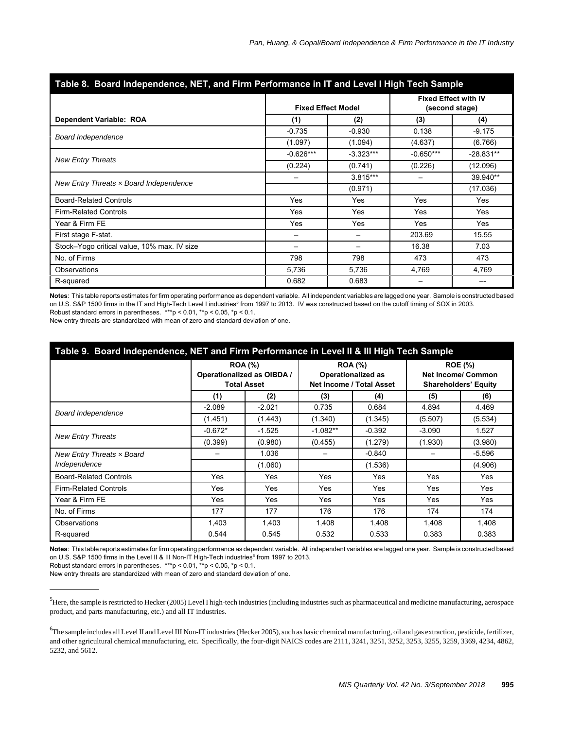**Table 8. Board Independence, NET, and Firm Performance in IT and Level I High Tech Sample**

| | Fixed Effect Model | | Fixed Effect with IV (second stage) | |
|---|---|---|---|---|
| **Dependent Variable: ROA** | **(1)** | **(2)** | **(3)** | **(4)** |
| *Board Independence* | -0.735 | -0.930 | 0.138 | -9.175 |
| | (1.097) | (1.094) | (4.637) | (6.766) |
| *New Entry Threats* | -0.626*** | -3.323*** | -0.650*** | -28.831** |
| | (0.224) | (0.741) | (0.226) | (12.096) |
| *New Entry Threats × Board Independence* | – | 3.815*** | – | 39.940** |
| | | (0.971) | | (17.036) |
| Board-Related Controls | Yes | Yes | Yes | Yes |
| Firm-Related Controls | Yes | Yes | Yes | Yes |
| Year & Firm FE | Yes | Yes | Yes | Yes |
| First stage F-stat. | – | – | 203.69 | 15.55 |
| Stock–Yogo critical value, 10% max. IV size | – | – | 16.38 | 7.03 |
| No. of Firms | 798 | 798 | 473 | 473 |
| Observations | 5,736 | 5,736 | 4,769 | 4,769 |
| R-squared | 0.682 | 0.683 | – | –- |

**Notes**: This table reports estimates for firm operating performance as dependent variable. All independent variables are lagged one year. Sample is constructed based on U.S. S&P 1500 firms in the IT and High-Tech Level I industries[5] from 1997 to 2013. IV was constructed based on the cutoff timing of SOX in 2003.
Robust standard errors in parentheses. ***p < 0.01, **p < 0.05, *p < 0.1.
New entry threats are standardized with mean of zero and standard deviation of one.

**Table 9. Board Independence, NET and Firm Performance in Level II & III High Tech Sample**

| | ROA (%) Operationalized as OIBDA / Total Asset | | ROA (%) Operationalized as Net Income / Total Asset | | ROE (%) Net Income/ Common Shareholders' Equity | |
|---|---|---|---|---|---|---|
| | **(1)** | **(2)** | **(3)** | **(4)** | **(5)** | **(6)** |
| *Board Independence* | -2.089 | -2.021 | 0.735 | 0.684 | 4.894 | 4.469 |
| | (1.451) | (1.443) | (1.340) | (1.345) | (5.507) | (5.534) |
| *New Entry Threats* | -0.672* | -1.525 | -1.082** | -0.392 | -3.090 | 1.527 |
| | (0.399) | (0.980) | (0.455) | (1.279) | (1.930) | (3.980) |
| *New Entry Threats × Board Independence* | – | 1.036 | – | -0.840 | – | -5.596 |
| | | (1.060) | | (1.536) | | (4.906) |
| Board-Related Controls | Yes | Yes | Yes | Yes | Yes | Yes |
| Firm-Related Controls | Yes | Yes | Yes | Yes | Yes | Yes |
| Year & Firm FE | Yes | Yes | Yes | Yes | Yes | Yes |
| No. of Firms | 177 | 177 | 176 | 176 | 174 | 174 |
| Observations | 1,403 | 1,403 | 1,408 | 1,408 | 1,408 | 1,408 |
| R-squared | 0.544 | 0.545 | 0.532 | 0.533 | 0.383 | 0.383 |

**Notes**: This table reports estimates for firm operating performance as dependent variable. All independent variables are lagged one year. Sample is constructed based on U.S. S&P 1500 firms in the Level II & III Non-IT High-Tech industries[6] from 1997 to 2013.
Robust standard errors in parentheses. ***p < 0.01, **p < 0.05, *p < 0.1.
New entry threats are standardized with mean of zero and standard deviation of one.

---

[5] Here, the sample is restricted to Hecker (2005) Level I high-tech industries (including industries such as pharmaceutical and medicine manufacturing, aerospace product, and parts manufacturing, etc.) and all IT industries.

[6] The sample includes all Level II and Level III Non-IT industries (Hecker 2005), such as basic chemical manufacturing, oil and gas extraction, pesticide, fertilizer, and other agricultural chemical manufacturing, etc. Specifically, the four-digit NAICS codes are 2111, 3241, 3251, 3252, 3253, 3255, 3259, 3369, 4234, 4862, 5232, and 5612.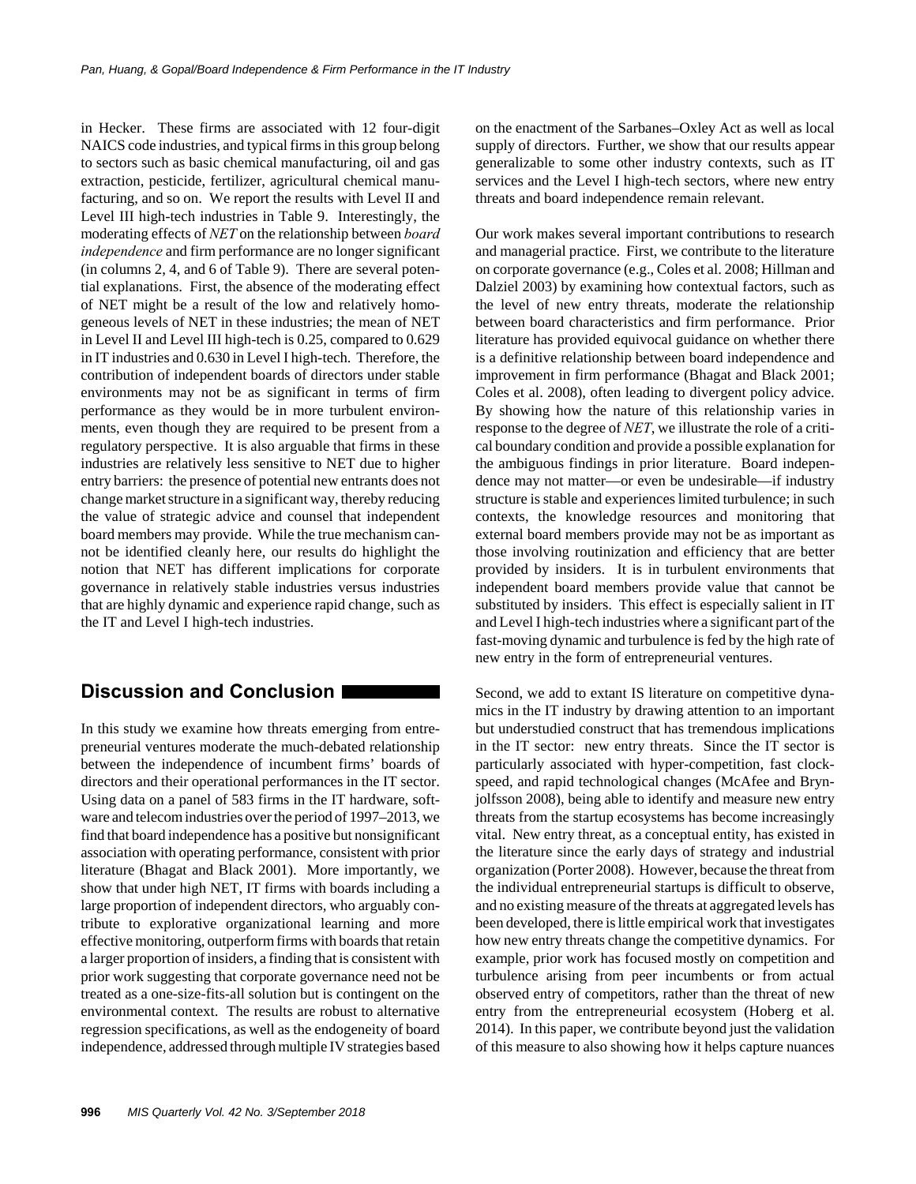in Hecker. These firms are associated with 12 four-digit NAICS code industries, and typical firms in this group belong to sectors such as basic chemical manufacturing, oil and gas extraction, pesticide, fertilizer, agricultural chemical manufacturing, and so on. We report the results with Level II and Level III high-tech industries in Table 9. Interestingly, the moderating effects of *NET* on the relationship between *board independence* and firm performance are no longer significant (in columns 2, 4, and 6 of Table 9). There are several potential explanations. First, the absence of the moderating effect of NET might be a result of the low and relatively homogeneous levels of NET in these industries; the mean of NET in Level II and Level III high-tech is 0.25, compared to 0.629 in IT industries and 0.630 in Level I high-tech. Therefore, the contribution of independent boards of directors under stable environments may not be as significant in terms of firm performance as they would be in more turbulent environments, even though they are required to be present from a regulatory perspective. It is also arguable that firms in these industries are relatively less sensitive to NET due to higher entry barriers: the presence of potential new entrants does not change market structure in a significant way, thereby reducing the value of strategic advice and counsel that independent board members may provide. While the true mechanism cannot be identified cleanly here, our results do highlight the notion that NET has different implications for corporate governance in relatively stable industries versus industries that are highly dynamic and experience rapid change, such as the IT and Level I high-tech industries.

## Discussion and Conclusion

In this study we examine how threats emerging from entrepreneurial ventures moderate the much-debated relationship between the independence of incumbent firms' boards of directors and their operational performances in the IT sector. Using data on a panel of 583 firms in the IT hardware, software and telecom industries over the period of 1997–2013, we find that board independence has a positive but nonsignificant association with operating performance, consistent with prior literature (Bhagat and Black 2001). More importantly, we show that under high NET, IT firms with boards including a large proportion of independent directors, who arguably contribute to explorative organizational learning and more effective monitoring, outperform firms with boards that retain a larger proportion of insiders, a finding that is consistent with prior work suggesting that corporate governance need not be treated as a one-size-fits-all solution but is contingent on the environmental context. The results are robust to alternative regression specifications, as well as the endogeneity of board independence, addressed through multiple IV strategies based on the enactment of the Sarbanes–Oxley Act as well as local supply of directors. Further, we show that our results appear generalizable to some other industry contexts, such as IT services and the Level I high-tech sectors, where new entry threats and board independence remain relevant.

Our work makes several important contributions to research and managerial practice. First, we contribute to the literature on corporate governance (e.g., Coles et al. 2008; Hillman and Dalziel 2003) by examining how contextual factors, such as the level of new entry threats, moderate the relationship between board characteristics and firm performance. Prior literature has provided equivocal guidance on whether there is a definitive relationship between board independence and improvement in firm performance (Bhagat and Black 2001; Coles et al. 2008), often leading to divergent policy advice. By showing how the nature of this relationship varies in response to the degree of *NET*, we illustrate the role of a critical boundary condition and provide a possible explanation for the ambiguous findings in prior literature. Board independence may not matter—or even be undesirable—if industry structure is stable and experiences limited turbulence; in such contexts, the knowledge resources and monitoring that external board members provide may not be as important as those involving routinization and efficiency that are better provided by insiders. It is in turbulent environments that independent board members provide value that cannot be substituted by insiders. This effect is especially salient in IT and Level I high-tech industries where a significant part of the fast-moving dynamic and turbulence is fed by the high rate of new entry in the form of entrepreneurial ventures.

Second, we add to extant IS literature on competitive dynamics in the IT industry by drawing attention to an important but understudied construct that has tremendous implications in the IT sector: new entry threats. Since the IT sector is particularly associated with hyper-competition, fast clock-speed, and rapid technological changes (McAfee and Brynjolfsson 2008), being able to identify and measure new entry threats from the startup ecosystems has become increasingly vital. New entry threat, as a conceptual entity, has existed in the literature since the early days of strategy and industrial organization (Porter 2008). However, because the threat from the individual entrepreneurial startups is difficult to observe, and no existing measure of the threats at aggregated levels has been developed, there is little empirical work that investigates how new entry threats change the competitive dynamics. For example, prior work has focused mostly on competition and turbulence arising from peer incumbents or from actual observed entry of competitors, rather than the threat of new entry from the entrepreneurial ecosystem (Hoberg et al. 2014). In this paper, we contribute beyond just the validation of this measure to also showing how it helps capture nuances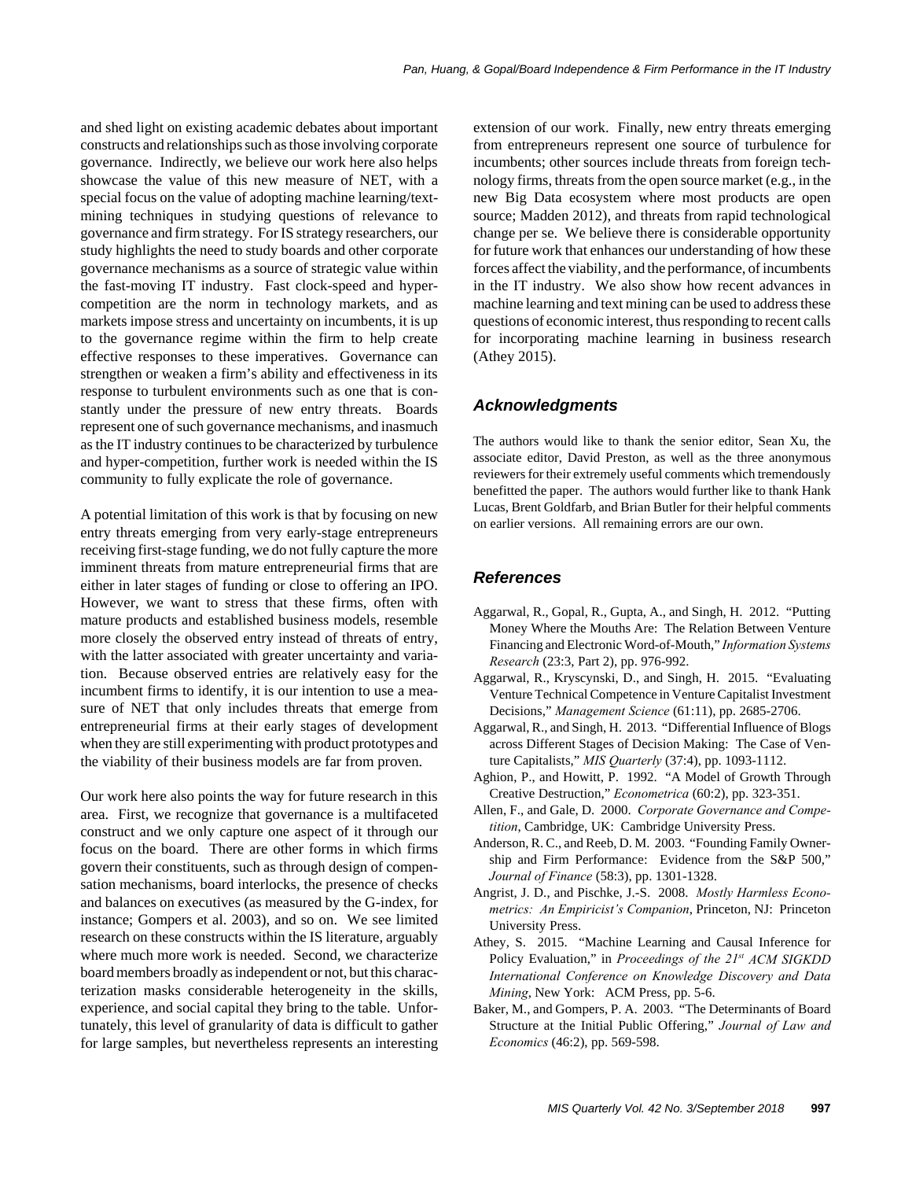and shed light on existing academic debates about important constructs and relationships such as those involving corporate governance. Indirectly, we believe our work here also helps showcase the value of this new measure of NET, with a special focus on the value of adopting machine learning/text-mining techniques in studying questions of relevance to governance and firm strategy. For IS strategy researchers, our study highlights the need to study boards and other corporate governance mechanisms as a source of strategic value within the fast-moving IT industry. Fast clock-speed and hyper-competition are the norm in technology markets, and as markets impose stress and uncertainty on incumbents, it is up to the governance regime within the firm to help create effective responses to these imperatives. Governance can strengthen or weaken a firm's ability and effectiveness in its response to turbulent environments such as one that is constantly under the pressure of new entry threats. Boards represent one of such governance mechanisms, and inasmuch as the IT industry continues to be characterized by turbulence and hyper-competition, further work is needed within the IS community to fully explicate the role of governance.

A potential limitation of this work is that by focusing on new entry threats emerging from very early-stage entrepreneurs receiving first-stage funding, we do not fully capture the more imminent threats from mature entrepreneurial firms that are either in later stages of funding or close to offering an IPO. However, we want to stress that these firms, often with mature products and established business models, resemble more closely the observed entry instead of threats of entry, with the latter associated with greater uncertainty and variation. Because observed entries are relatively easy for the incumbent firms to identify, it is our intention to use a measure of NET that only includes threats that emerge from entrepreneurial firms at their early stages of development when they are still experimenting with product prototypes and the viability of their business models are far from proven.

Our work here also points the way for future research in this area. First, we recognize that governance is a multifaceted construct and we only capture one aspect of it through our focus on the board. There are other forms in which firms govern their constituents, such as through design of compensation mechanisms, board interlocks, the presence of checks and balances on executives (as measured by the G-index, for instance; Gompers et al. 2003), and so on. We see limited research on these constructs within the IS literature, arguably where much more work is needed. Second, we characterize board members broadly as independent or not, but this characterization masks considerable heterogeneity in the skills, experience, and social capital they bring to the table. Unfortunately, this level of granularity of data is difficult to gather for large samples, but nevertheless represents an interesting extension of our work. Finally, new entry threats emerging from entrepreneurs represent one source of turbulence for incumbents; other sources include threats from foreign technology firms, threats from the open source market (e.g., in the new Big Data ecosystem where most products are open source; Madden 2012), and threats from rapid technological change per se. We believe there is considerable opportunity for future work that enhances our understanding of how these forces affect the viability, and the performance, of incumbents in the IT industry. We also show how recent advances in machine learning and text mining can be used to address these questions of economic interest, thus responding to recent calls for incorporating machine learning in business research (Athey 2015).

## Acknowledgments

The authors would like to thank the senior editor, Sean Xu, the associate editor, David Preston, as well as the three anonymous reviewers for their extremely useful comments which tremendously benefitted the paper. The authors would further like to thank Hank Lucas, Brent Goldfarb, and Brian Butler for their helpful comments on earlier versions. All remaining errors are our own.

## References

Aggarwal, R., Gopal, R., Gupta, A., and Singh, H. 2012. "Putting Money Where the Mouths Are: The Relation Between Venture Financing and Electronic Word-of-Mouth," *Information Systems Research* (23:3, Part 2), pp. 976-992.

Aggarwal, R., Kryscynski, D., and Singh, H. 2015. "Evaluating Venture Technical Competence in Venture Capitalist Investment Decisions," *Management Science* (61:11), pp. 2685-2706.

Aggarwal, R., and Singh, H. 2013. "Differential Influence of Blogs across Different Stages of Decision Making: The Case of Venture Capitalists," *MIS Quarterly* (37:4), pp. 1093-1112.

Aghion, P., and Howitt, P. 1992. "A Model of Growth Through Creative Destruction," *Econometrica* (60:2), pp. 323-351.

Allen, F., and Gale, D. 2000. *Corporate Governance and Competition*, Cambridge, UK: Cambridge University Press.

Anderson, R. C., and Reeb, D. M. 2003. "Founding Family Ownership and Firm Performance: Evidence from the S&P 500," *Journal of Finance* (58:3), pp. 1301-1328.

Angrist, J. D., and Pischke, J.-S. 2008. *Mostly Harmless Econometrics: An Empiricist's Companion*, Princeton, NJ: Princeton University Press.

Athey, S. 2015. "Machine Learning and Causal Inference for Policy Evaluation," in *Proceedings of the 21st ACM SIGKDD International Conference on Knowledge Discovery and Data Mining*, New York: ACM Press, pp. 5-6.

Baker, M., and Gompers, P. A. 2003. "The Determinants of Board Structure at the Initial Public Offering," *Journal of Law and Economics* (46:2), pp. 569-598.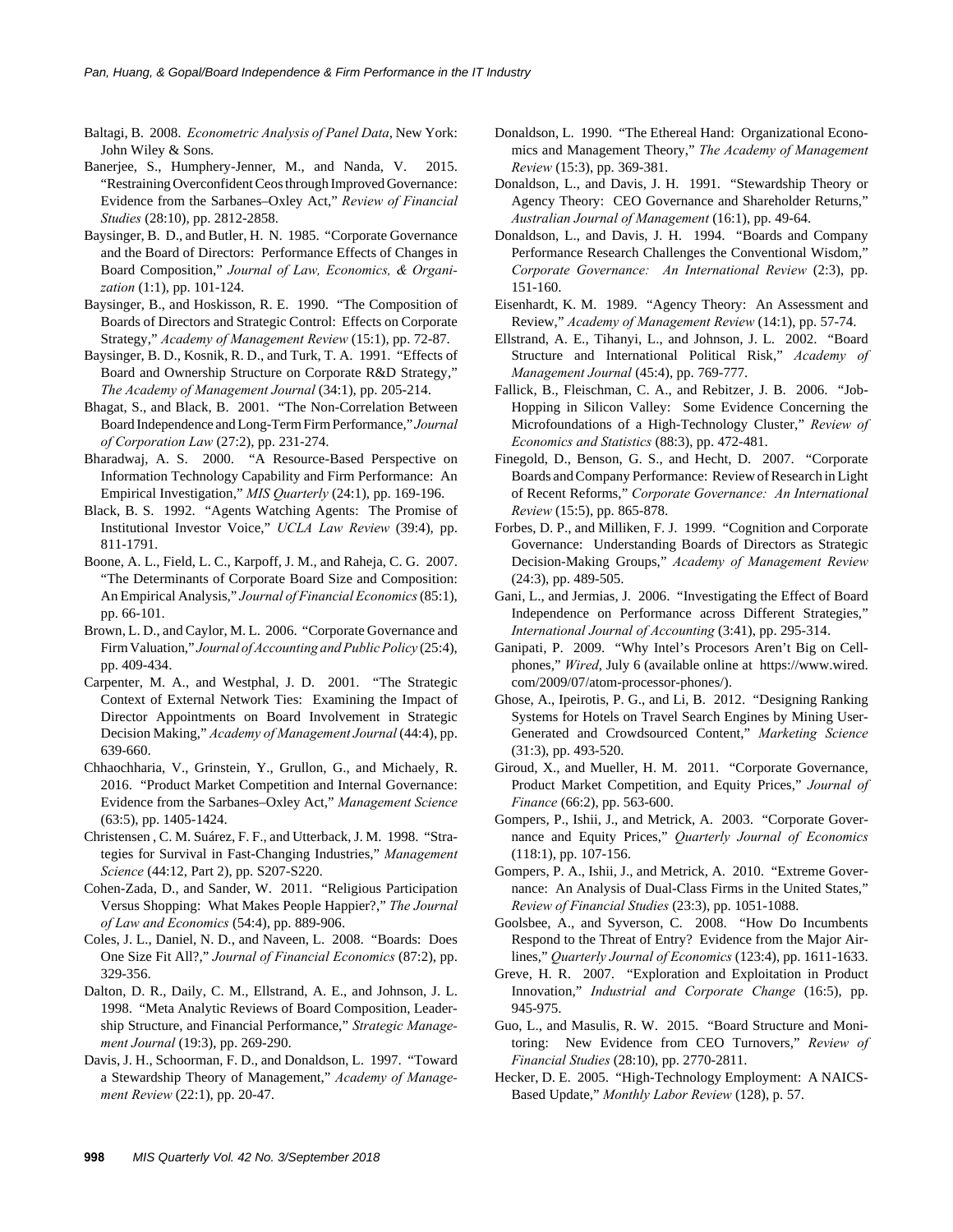Baltagi, B. 2008. *Econometric Analysis of Panel Data*, New York: John Wiley & Sons.

Banerjee, S., Humphery-Jenner, M., and Nanda, V. 2015. "Restraining Overconfident Ceos through Improved Governance: Evidence from the Sarbanes–Oxley Act," *Review of Financial Studies* (28:10), pp. 2812-2858.

Baysinger, B. D., and Butler, H. N. 1985. "Corporate Governance and the Board of Directors: Performance Effects of Changes in Board Composition," *Journal of Law, Economics, & Organization* (1:1), pp. 101-124.

Baysinger, B., and Hoskisson, R. E. 1990. "The Composition of Boards of Directors and Strategic Control: Effects on Corporate Strategy," *Academy of Management Review* (15:1), pp. 72-87.

Baysinger, B. D., Kosnik, R. D., and Turk, T. A. 1991. "Effects of Board and Ownership Structure on Corporate R&D Strategy," *The Academy of Management Journal* (34:1), pp. 205-214.

Bhagat, S., and Black, B. 2001. "The Non-Correlation Between Board Independence and Long-Term Firm Performance," *Journal of Corporation Law* (27:2), pp. 231-274.

Bharadwaj, A. S. 2000. "A Resource-Based Perspective on Information Technology Capability and Firm Performance: An Empirical Investigation," *MIS Quarterly* (24:1), pp. 169-196.

Black, B. S. 1992. "Agents Watching Agents: The Promise of Institutional Investor Voice," *UCLA Law Review* (39:4), pp. 811-1791.

Boone, A. L., Field, L. C., Karpoff, J. M., and Raheja, C. G. 2007. "The Determinants of Corporate Board Size and Composition: An Empirical Analysis," *Journal of Financial Economics* (85:1), pp. 66-101.

Brown, L. D., and Caylor, M. L. 2006. "Corporate Governance and Firm Valuation," *Journal of Accounting and Public Policy* (25:4), pp. 409-434.

Carpenter, M. A., and Westphal, J. D. 2001. "The Strategic Context of External Network Ties: Examining the Impact of Director Appointments on Board Involvement in Strategic Decision Making," *Academy of Management Journal* (44:4), pp. 639-660.

Chhaochharia, V., Grinstein, Y., Grullon, G., and Michaely, R. 2016. "Product Market Competition and Internal Governance: Evidence from the Sarbanes–Oxley Act," *Management Science* (63:5), pp. 1405-1424.

Christensen , C. M. Suárez, F. F., and Utterback, J. M. 1998. "Strategies for Survival in Fast-Changing Industries," *Management Science* (44:12, Part 2), pp. S207-S220.

Cohen-Zada, D., and Sander, W. 2011. "Religious Participation Versus Shopping: What Makes People Happier?," *The Journal of Law and Economics* (54:4), pp. 889-906.

Coles, J. L., Daniel, N. D., and Naveen, L. 2008. "Boards: Does One Size Fit All?," *Journal of Financial Economics* (87:2), pp. 329-356.

Dalton, D. R., Daily, C. M., Ellstrand, A. E., and Johnson, J. L. 1998. "Meta Analytic Reviews of Board Composition, Leadership Structure, and Financial Performance," *Strategic Management Journal* (19:3), pp. 269-290.

Davis, J. H., Schoorman, F. D., and Donaldson, L. 1997. "Toward a Stewardship Theory of Management," *Academy of Management Review* (22:1), pp. 20-47.

Donaldson, L. 1990. "The Ethereal Hand: Organizational Economics and Management Theory," *The Academy of Management Review* (15:3), pp. 369-381.

Donaldson, L., and Davis, J. H. 1991. "Stewardship Theory or Agency Theory: CEO Governance and Shareholder Returns," *Australian Journal of Management* (16:1), pp. 49-64.

Donaldson, L., and Davis, J. H. 1994. "Boards and Company Performance Research Challenges the Conventional Wisdom," *Corporate Governance: An International Review* (2:3), pp. 151-160.

Eisenhardt, K. M. 1989. "Agency Theory: An Assessment and Review," *Academy of Management Review* (14:1), pp. 57-74.

Ellstrand, A. E., Tihanyi, L., and Johnson, J. L. 2002. "Board Structure and International Political Risk," *Academy of Management Journal* (45:4), pp. 769-777.

Fallick, B., Fleischman, C. A., and Rebitzer, J. B. 2006. "Job-Hopping in Silicon Valley: Some Evidence Concerning the Microfoundations of a High-Technology Cluster," *Review of Economics and Statistics* (88:3), pp. 472-481.

Finegold, D., Benson, G. S., and Hecht, D. 2007. "Corporate Boards and Company Performance: Review of Research in Light of Recent Reforms," *Corporate Governance: An International Review* (15:5), pp. 865-878.

Forbes, D. P., and Milliken, F. J. 1999. "Cognition and Corporate Governance: Understanding Boards of Directors as Strategic Decision-Making Groups," *Academy of Management Review* (24:3), pp. 489-505.

Gani, L., and Jermias, J. 2006. "Investigating the Effect of Board Independence on Performance across Different Strategies," *International Journal of Accounting* (3:41), pp. 295-314.

Ganipati, P. 2009. "Why Intel's Procesors Aren't Big on Cellphones," *Wired*, July 6 (available online at https://www.wired.com/2009/07/atom-processor-phones/).

Ghose, A., Ipeirotis, P. G., and Li, B. 2012. "Designing Ranking Systems for Hotels on Travel Search Engines by Mining User-Generated and Crowdsourced Content," *Marketing Science* (31:3), pp. 493-520.

Giroud, X., and Mueller, H. M. 2011. "Corporate Governance, Product Market Competition, and Equity Prices," *Journal of Finance* (66:2), pp. 563-600.

Gompers, P., Ishii, J., and Metrick, A. 2003. "Corporate Governance and Equity Prices," *Quarterly Journal of Economics* (118:1), pp. 107-156.

Gompers, P. A., Ishii, J., and Metrick, A. 2010. "Extreme Governance: An Analysis of Dual-Class Firms in the United States," *Review of Financial Studies* (23:3), pp. 1051-1088.

Goolsbee, A., and Syverson, C. 2008. "How Do Incumbents Respond to the Threat of Entry? Evidence from the Major Airlines," *Quarterly Journal of Economics* (123:4), pp. 1611-1633.

Greve, H. R. 2007. "Exploration and Exploitation in Product Innovation," *Industrial and Corporate Change* (16:5), pp. 945-975.

Guo, L., and Masulis, R. W. 2015. "Board Structure and Monitoring: New Evidence from CEO Turnovers," *Review of Financial Studies* (28:10), pp. 2770-2811.

Hecker, D. E. 2005. "High-Technology Employment: A NAICS-Based Update," *Monthly Labor Review* (128), p. 57.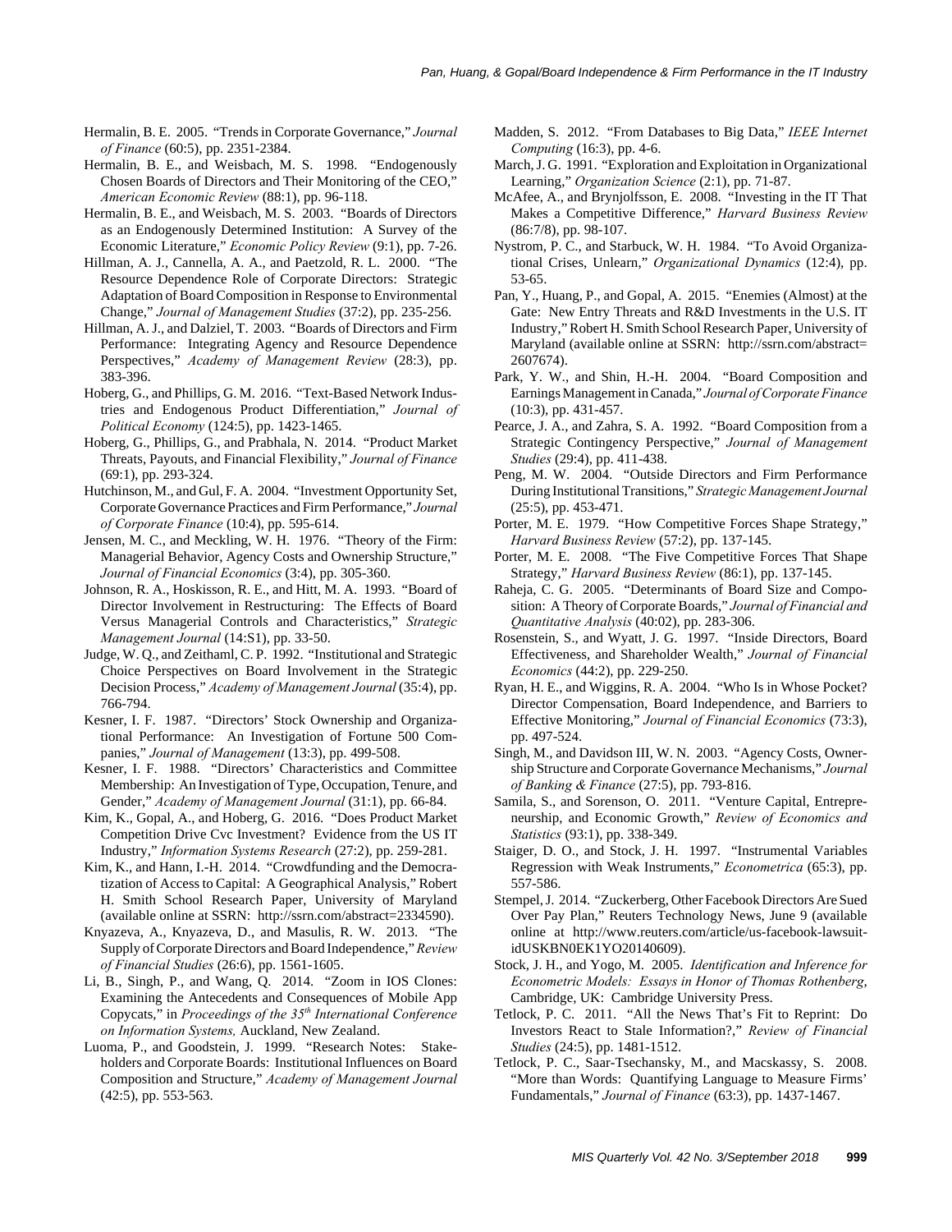Hermalin, B. E. 2005. "Trends in Corporate Governance," *Journal of Finance* (60:5), pp. 2351-2384.

Hermalin, B. E., and Weisbach, M. S. 1998. "Endogenously Chosen Boards of Directors and Their Monitoring of the CEO," *American Economic Review* (88:1), pp. 96-118.

Hermalin, B. E., and Weisbach, M. S. 2003. "Boards of Directors as an Endogenously Determined Institution: A Survey of the Economic Literature," *Economic Policy Review* (9:1), pp. 7-26.

Hillman, A. J., Cannella, A. A., and Paetzold, R. L. 2000. "The Resource Dependence Role of Corporate Directors: Strategic Adaptation of Board Composition in Response to Environmental Change," *Journal of Management Studies* (37:2), pp. 235-256.

Hillman, A. J., and Dalziel, T. 2003. "Boards of Directors and Firm Performance: Integrating Agency and Resource Dependence Perspectives," *Academy of Management Review* (28:3), pp. 383-396.

Hoberg, G., and Phillips, G. M. 2016. "Text-Based Network Industries and Endogenous Product Differentiation," *Journal of Political Economy* (124:5), pp. 1423-1465.

Hoberg, G., Phillips, G., and Prabhala, N. 2014. "Product Market Threats, Payouts, and Financial Flexibility," *Journal of Finance* (69:1), pp. 293-324.

Hutchinson, M., and Gul, F. A. 2004. "Investment Opportunity Set, Corporate Governance Practices and Firm Performance," *Journal of Corporate Finance* (10:4), pp. 595-614.

Jensen, M. C., and Meckling, W. H. 1976. "Theory of the Firm: Managerial Behavior, Agency Costs and Ownership Structure," *Journal of Financial Economics* (3:4), pp. 305-360.

Johnson, R. A., Hoskisson, R. E., and Hitt, M. A. 1993. "Board of Director Involvement in Restructuring: The Effects of Board Versus Managerial Controls and Characteristics," *Strategic Management Journal* (14:S1), pp. 33-50.

Judge, W. Q., and Zeithaml, C. P. 1992. "Institutional and Strategic Choice Perspectives on Board Involvement in the Strategic Decision Process," *Academy of Management Journal* (35:4), pp. 766-794.

Kesner, I. F. 1987. "Directors' Stock Ownership and Organizational Performance: An Investigation of Fortune 500 Companies," *Journal of Management* (13:3), pp. 499-508.

Kesner, I. F. 1988. "Directors' Characteristics and Committee Membership: An Investigation of Type, Occupation, Tenure, and Gender," *Academy of Management Journal* (31:1), pp. 66-84.

Kim, K., Gopal, A., and Hoberg, G. 2016. "Does Product Market Competition Drive Cvc Investment? Evidence from the US IT Industry," *Information Systems Research* (27:2), pp. 259-281.

Kim, K., and Hann, I.-H. 2014. "Crowdfunding and the Democratization of Access to Capital: A Geographical Analysis," Robert H. Smith School Research Paper, University of Maryland (available online at SSRN: http://ssrn.com/abstract=2334590).

Knyazeva, A., Knyazeva, D., and Masulis, R. W. 2013. "The Supply of Corporate Directors and Board Independence," *Review of Financial Studies* (26:6), pp. 1561-1605.

Li, B., Singh, P., and Wang, Q. 2014. "Zoom in IOS Clones: Examining the Antecedents and Consequences of Mobile App Copycats," in *Proceedings of the 35th International Conference on Information Systems,* Auckland, New Zealand.

Luoma, P., and Goodstein, J. 1999. "Research Notes: Stakeholders and Corporate Boards: Institutional Influences on Board Composition and Structure," *Academy of Management Journal* (42:5), pp. 553-563.

Madden, S. 2012. "From Databases to Big Data," *IEEE Internet Computing* (16:3), pp. 4-6.

March, J. G. 1991. "Exploration and Exploitation in Organizational Learning," *Organization Science* (2:1), pp. 71-87.

McAfee, A., and Brynjolfsson, E. 2008. "Investing in the IT That Makes a Competitive Difference," *Harvard Business Review* (86:7/8), pp. 98-107.

Nystrom, P. C., and Starbuck, W. H. 1984. "To Avoid Organizational Crises, Unlearn," *Organizational Dynamics* (12:4), pp. 53-65.

Pan, Y., Huang, P., and Gopal, A. 2015. "Enemies (Almost) at the Gate: New Entry Threats and R&D Investments in the U.S. IT Industry," Robert H. Smith School Research Paper, University of Maryland (available online at SSRN: http://ssrn.com/abstract=2607674).

Park, Y. W., and Shin, H.-H. 2004. "Board Composition and Earnings Management in Canada," *Journal of Corporate Finance* (10:3), pp. 431-457.

Pearce, J. A., and Zahra, S. A. 1992. "Board Composition from a Strategic Contingency Perspective," *Journal of Management Studies* (29:4), pp. 411-438.

Peng, M. W. 2004. "Outside Directors and Firm Performance During Institutional Transitions," *Strategic Management Journal* (25:5), pp. 453-471.

Porter, M. E. 1979. "How Competitive Forces Shape Strategy," *Harvard Business Review* (57:2), pp. 137-145.

Porter, M. E. 2008. "The Five Competitive Forces That Shape Strategy," *Harvard Business Review* (86:1), pp. 137-145.

Raheja, C. G. 2005. "Determinants of Board Size and Composition: A Theory of Corporate Boards," *Journal of Financial and Quantitative Analysis* (40:02), pp. 283-306.

Rosenstein, S., and Wyatt, J. G. 1997. "Inside Directors, Board Effectiveness, and Shareholder Wealth," *Journal of Financial Economics* (44:2), pp. 229-250.

Ryan, H. E., and Wiggins, R. A. 2004. "Who Is in Whose Pocket? Director Compensation, Board Independence, and Barriers to Effective Monitoring," *Journal of Financial Economics* (73:3), pp. 497-524.

Singh, M., and Davidson III, W. N. 2003. "Agency Costs, Ownership Structure and Corporate Governance Mechanisms," *Journal of Banking & Finance* (27:5), pp. 793-816.

Samila, S., and Sorenson, O. 2011. "Venture Capital, Entrepreneurship, and Economic Growth," *Review of Economics and Statistics* (93:1), pp. 338-349.

Staiger, D. O., and Stock, J. H. 1997. "Instrumental Variables Regression with Weak Instruments," *Econometrica* (65:3), pp. 557-586.

Stempel, J. 2014. "Zuckerberg, Other Facebook Directors Are Sued Over Pay Plan," Reuters Technology News, June 9 (available online at http://www.reuters.com/article/us-facebook-lawsuit-idUSKBN0EK1YO20140609).

Stock, J. H., and Yogo, M. 2005. *Identification and Inference for Econometric Models: Essays in Honor of Thomas Rothenberg*, Cambridge, UK: Cambridge University Press.

Tetlock, P. C. 2011. "All the News That's Fit to Reprint: Do Investors React to Stale Information?," *Review of Financial Studies* (24:5), pp. 1481-1512.

Tetlock, P. C., Saar-Tsechansky, M., and Macskassy, S. 2008. "More than Words: Quantifying Language to Measure Firms' Fundamentals," *Journal of Finance* (63:3), pp. 1437-1467.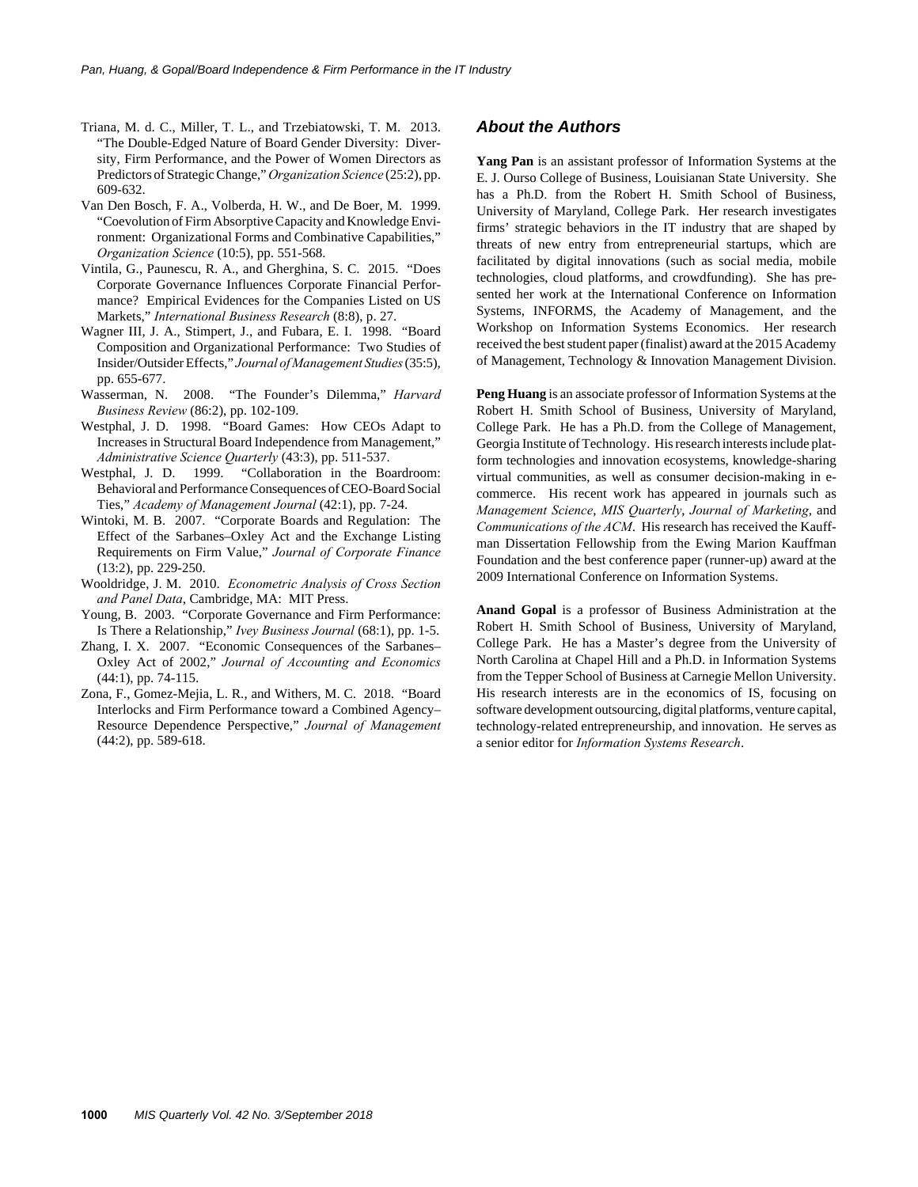Triana, M. d. C., Miller, T. L., and Trzebiatowski, T. M. 2013. "The Double-Edged Nature of Board Gender Diversity: Diversity, Firm Performance, and the Power of Women Directors as Predictors of Strategic Change," *Organization Science* (25:2), pp. 609-632.

Van Den Bosch, F. A., Volberda, H. W., and De Boer, M. 1999. "Coevolution of Firm Absorptive Capacity and Knowledge Environment: Organizational Forms and Combinative Capabilities," *Organization Science* (10:5), pp. 551-568.

Vintila, G., Paunescu, R. A., and Gherghina, S. C. 2015. "Does Corporate Governance Influences Corporate Financial Performance? Empirical Evidences for the Companies Listed on US Markets," *International Business Research* (8:8), p. 27.

Wagner III, J. A., Stimpert, J., and Fubara, E. I. 1998. "Board Composition and Organizational Performance: Two Studies of Insider/Outsider Effects," *Journal of Management Studies* (35:5), pp. 655-677.

Wasserman, N. 2008. "The Founder's Dilemma," *Harvard Business Review* (86:2), pp. 102-109.

Westphal, J. D. 1998. "Board Games: How CEOs Adapt to Increases in Structural Board Independence from Management," *Administrative Science Quarterly* (43:3), pp. 511-537.

Westphal, J. D. 1999. "Collaboration in the Boardroom: Behavioral and Performance Consequences of CEO-Board Social Ties," *Academy of Management Journal* (42:1), pp. 7-24.

Wintoki, M. B. 2007. "Corporate Boards and Regulation: The Effect of the Sarbanes–Oxley Act and the Exchange Listing Requirements on Firm Value," *Journal of Corporate Finance* (13:2), pp. 229-250.

Wooldridge, J. M. 2010. *Econometric Analysis of Cross Section and Panel Data*, Cambridge, MA: MIT Press.

Young, B. 2003. "Corporate Governance and Firm Performance: Is There a Relationship," *Ivey Business Journal* (68:1), pp. 1-5.

Zhang, I. X. 2007. "Economic Consequences of the Sarbanes–Oxley Act of 2002," *Journal of Accounting and Economics* (44:1), pp. 74-115.

Zona, F., Gomez-Mejia, L. R., and Withers, M. C. 2018. "Board Interlocks and Firm Performance toward a Combined Agency–Resource Dependence Perspective," *Journal of Management* (44:2), pp. 589-618.

## About the Authors

**Yang Pan** is an assistant professor of Information Systems at the E. J. Ourso College of Business, Louisianan State University. She has a Ph.D. from the Robert H. Smith School of Business, University of Maryland, College Park. Her research investigates firms' strategic behaviors in the IT industry that are shaped by threats of new entry from entrepreneurial startups, which are facilitated by digital innovations (such as social media, mobile technologies, cloud platforms, and crowdfunding). She has presented her work at the International Conference on Information Systems, INFORMS, the Academy of Management, and the Workshop on Information Systems Economics. Her research received the best student paper (finalist) award at the 2015 Academy of Management, Technology & Innovation Management Division.

**Peng Huang** is an associate professor of Information Systems at the Robert H. Smith School of Business, University of Maryland, College Park. He has a Ph.D. from the College of Management, Georgia Institute of Technology. His research interests include platform technologies and innovation ecosystems, knowledge-sharing virtual communities, as well as consumer decision-making in e-commerce. His recent work has appeared in journals such as *Management Science*, *MIS Quarterly*, *Journal of Marketing*, and *Communications of the ACM*. His research has received the Kauffman Dissertation Fellowship from the Ewing Marion Kauffman Foundation and the best conference paper (runner-up) award at the 2009 International Conference on Information Systems.

**Anand Gopal** is a professor of Business Administration at the Robert H. Smith School of Business, University of Maryland, College Park. He has a Master's degree from the University of North Carolina at Chapel Hill and a Ph.D. in Information Systems from the Tepper School of Business at Carnegie Mellon University. His research interests are in the economics of IS, focusing on software development outsourcing, digital platforms, venture capital, technology-related entrepreneurship, and innovation. He serves as a senior editor for *Information Systems Research*.